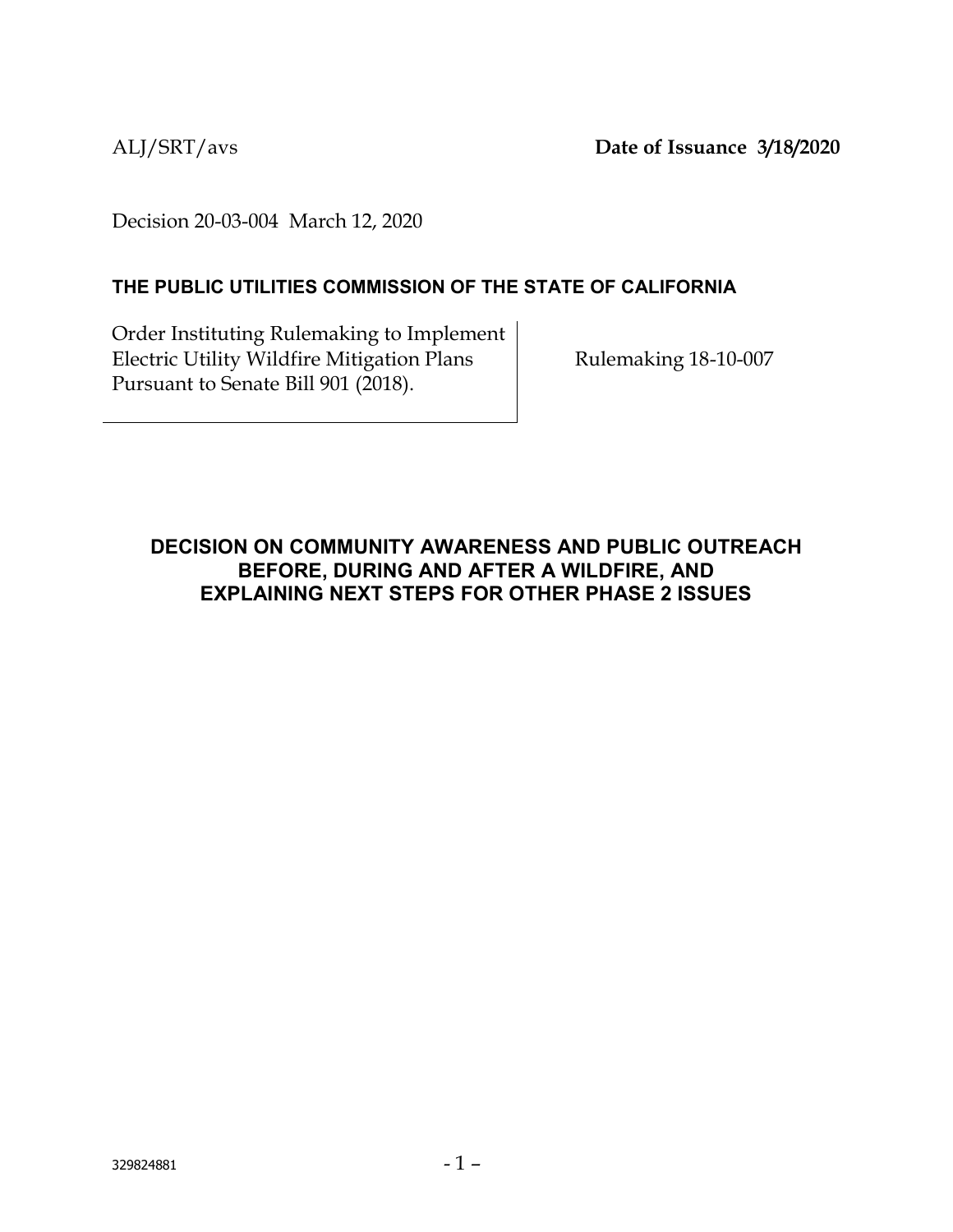ALJ/SRT/avs **Date of Issuance 3/18/2020**

Decision 20-03-004 March 12, 2020

**THE PUBLIC UTILITIES COMMISSION OF THE STATE OF CALIFORNIA**

| | |
|---|---|
| Order Instituting Rulemaking to Implement Electric Utility Wildfire Mitigation Plans Pursuant to Senate Bill 901 (2018). | Rulemaking 18-10-007 |

## DECISION ON COMMUNITY AWARENESS AND PUBLIC OUTREACH BEFORE, DURING AND AFTER A WILDFIRE, AND EXPLAINING NEXT STEPS FOR OTHER PHASE 2 ISSUES

329824881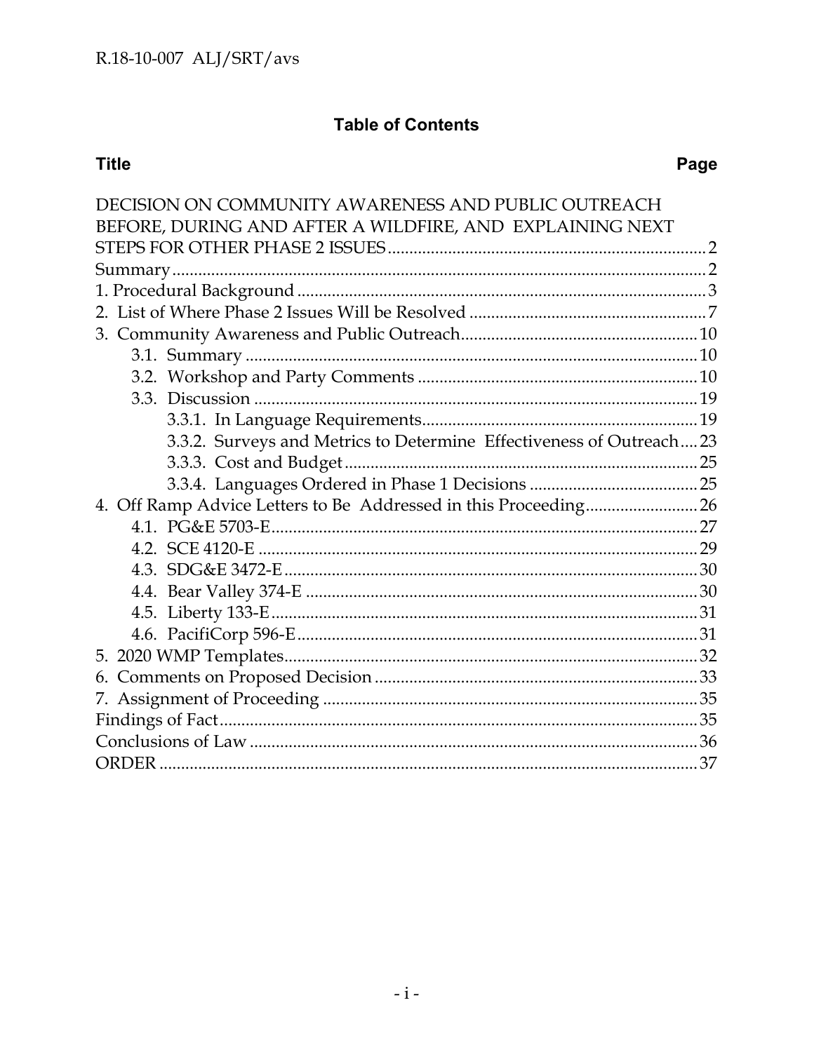## Table of Contents

| Title | Page |
|---|---|
| DECISION ON COMMUNITY AWARENESS AND PUBLIC OUTREACH BEFORE, DURING AND AFTER A WILDFIRE, AND EXPLAINING NEXT STEPS FOR OTHER PHASE 2 ISSUES | 2 |
| Summary | 2 |
| 1. Procedural Background | 3 |
| 2. List of Where Phase 2 Issues Will be Resolved | 7 |
| 3. Community Awareness and Public Outreach | 10 |
| 3.1. Summary | 10 |
| 3.2. Workshop and Party Comments | 10 |
| 3.3. Discussion | 19 |
| 3.3.1. In Language Requirements | 19 |
| 3.3.2. Surveys and Metrics to Determine Effectiveness of Outreach | 23 |
| 3.3.3. Cost and Budget | 25 |
| 3.3.4. Languages Ordered in Phase 1 Decisions | 25 |
| 4. Off Ramp Advice Letters to Be Addressed in this Proceeding | 26 |
| 4.1. PG&E 5703-E | 27 |
| 4.2. SCE 4120-E | 29 |
| 4.3. SDG&E 3472-E | 30 |
| 4.4. Bear Valley 374-E | 30 |
| 4.5. Liberty 133-E | 31 |
| 4.6. PacifiCorp 596-E | 31 |
| 5. 2020 WMP Templates | 32 |
| 6. Comments on Proposed Decision | 33 |
| 7. Assignment of Proceeding | 35 |
| Findings of Fact | 35 |
| Conclusions of Law | 36 |
| ORDER | 37 |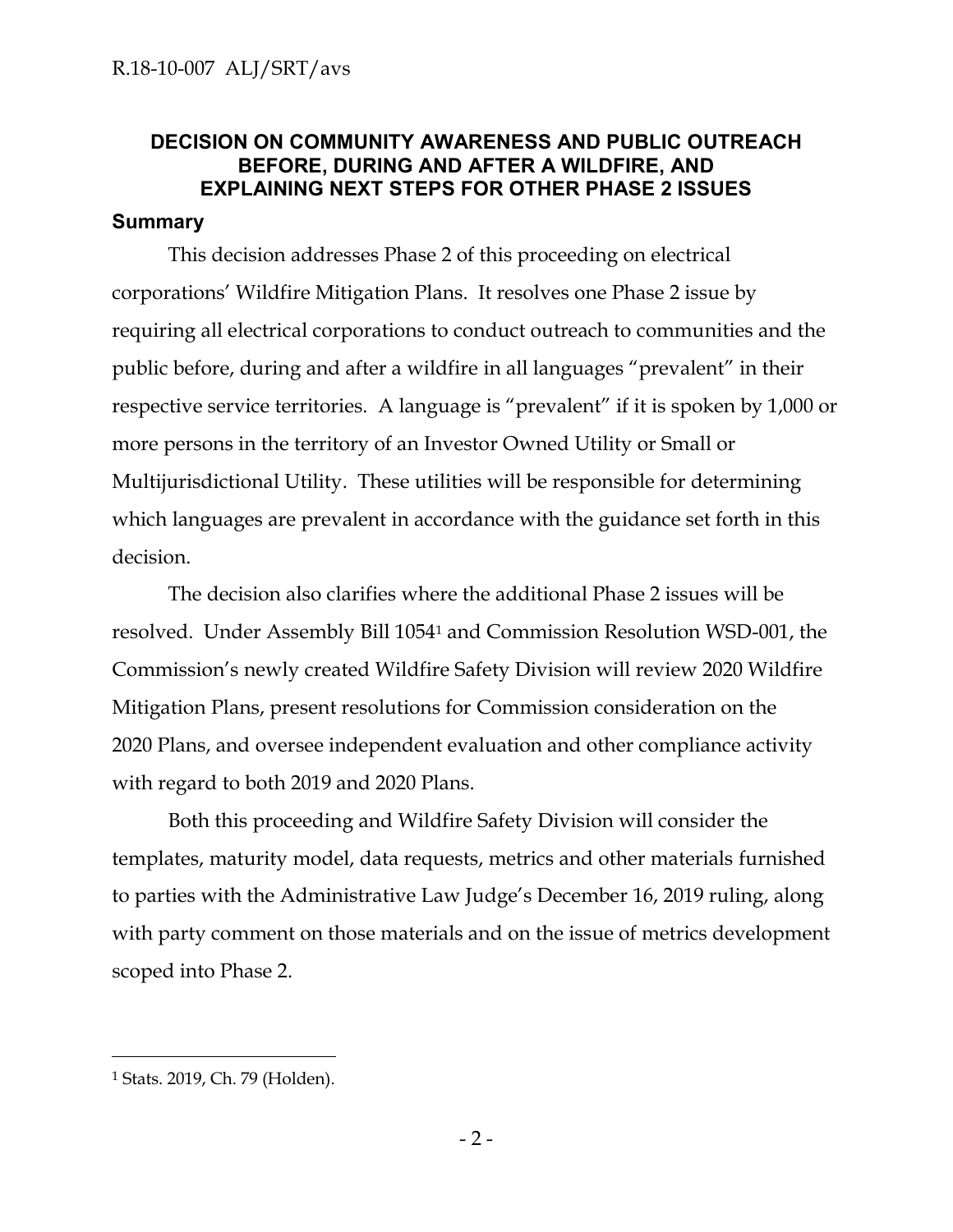# DECISION ON COMMUNITY AWARENESS AND PUBLIC OUTREACH BEFORE, DURING AND AFTER A WILDFIRE, AND EXPLAINING NEXT STEPS FOR OTHER PHASE 2 ISSUES

## Summary

This decision addresses Phase 2 of this proceeding on electrical corporations' Wildfire Mitigation Plans. It resolves one Phase 2 issue by requiring all electrical corporations to conduct outreach to communities and the public before, during and after a wildfire in all languages "prevalent" in their respective service territories. A language is "prevalent" if it is spoken by 1,000 or more persons in the territory of an Investor Owned Utility or Small or Multijurisdictional Utility. These utilities will be responsible for determining which languages are prevalent in accordance with the guidance set forth in this decision.

The decision also clarifies where the additional Phase 2 issues will be resolved. Under Assembly Bill 1054[1] and Commission Resolution WSD-001, the Commission's newly created Wildfire Safety Division will review 2020 Wildfire Mitigation Plans, present resolutions for Commission consideration on the 2020 Plans, and oversee independent evaluation and other compliance activity with regard to both 2019 and 2020 Plans.

Both this proceeding and Wildfire Safety Division will consider the templates, maturity model, data requests, metrics and other materials furnished to parties with the Administrative Law Judge's December 16, 2019 ruling, along with party comment on those materials and on the issue of metrics development scoped into Phase 2.

---

[1] Stats. 2019, Ch. 79 (Holden).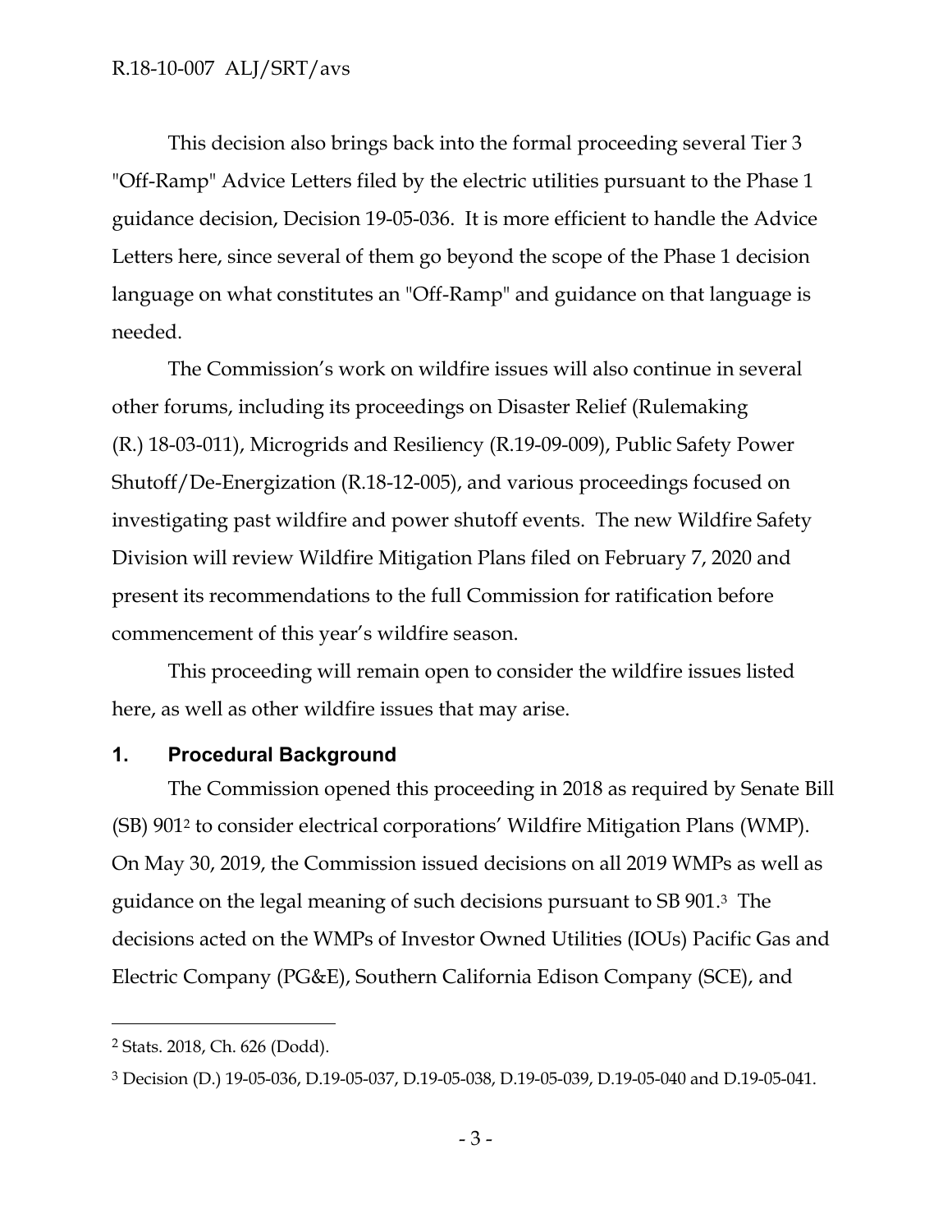This decision also brings back into the formal proceeding several Tier 3 "Off-Ramp" Advice Letters filed by the electric utilities pursuant to the Phase 1 guidance decision, Decision 19-05-036. It is more efficient to handle the Advice Letters here, since several of them go beyond the scope of the Phase 1 decision language on what constitutes an "Off-Ramp" and guidance on that language is needed.

The Commission's work on wildfire issues will also continue in several other forums, including its proceedings on Disaster Relief (Rulemaking (R.) 18-03-011), Microgrids and Resiliency (R.19-09-009), Public Safety Power Shutoff/De-Energization (R.18-12-005), and various proceedings focused on investigating past wildfire and power shutoff events. The new Wildfire Safety Division will review Wildfire Mitigation Plans filed on February 7, 2020 and present its recommendations to the full Commission for ratification before commencement of this year's wildfire season.

This proceeding will remain open to consider the wildfire issues listed here, as well as other wildfire issues that may arise.

## 1. Procedural Background

The Commission opened this proceeding in 2018 as required by Senate Bill (SB) 901[2] to consider electrical corporations' Wildfire Mitigation Plans (WMP). On May 30, 2019, the Commission issued decisions on all 2019 WMPs as well as guidance on the legal meaning of such decisions pursuant to SB 901.[3] The decisions acted on the WMPs of Investor Owned Utilities (IOUs) Pacific Gas and Electric Company (PG&E), Southern California Edison Company (SCE), and

---

[2] Stats. 2018, Ch. 626 (Dodd).

[3] Decision (D.) 19-05-036, D.19-05-037, D.19-05-038, D.19-05-039, D.19-05-040 and D.19-05-041.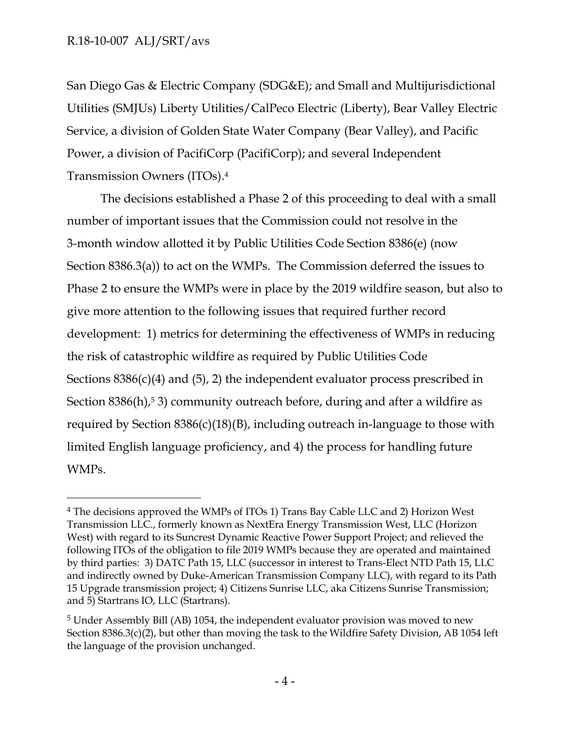San Diego Gas & Electric Company (SDG&E); and Small and Multijurisdictional Utilities (SMJUs) Liberty Utilities/CalPeco Electric (Liberty), Bear Valley Electric Service, a division of Golden State Water Company (Bear Valley), and Pacific Power, a division of PacifiCorp (PacifiCorp); and several Independent Transmission Owners (ITOs).[4]

The decisions established a Phase 2 of this proceeding to deal with a small number of important issues that the Commission could not resolve in the 3-month window allotted it by Public Utilities Code Section 8386(e) (now Section 8386.3(a)) to act on the WMPs. The Commission deferred the issues to Phase 2 to ensure the WMPs were in place by the 2019 wildfire season, but also to give more attention to the following issues that required further record development: 1) metrics for determining the effectiveness of WMPs in reducing the risk of catastrophic wildfire as required by Public Utilities Code Sections 8386(c)(4) and (5), 2) the independent evaluator process prescribed in Section 8386(h),[5] 3) community outreach before, during and after a wildfire as required by Section 8386(c)(18)(B), including outreach in-language to those with limited English language proficiency, and 4) the process for handling future WMPs.

---

[4] The decisions approved the WMPs of ITOs 1) Trans Bay Cable LLC and 2) Horizon West Transmission LLC., formerly known as NextEra Energy Transmission West, LLC (Horizon West) with regard to its Suncrest Dynamic Reactive Power Support Project; and relieved the following ITOs of the obligation to file 2019 WMPs because they are operated and maintained by third parties: 3) DATC Path 15, LLC (successor in interest to Trans-Elect NTD Path 15, LLC and indirectly owned by Duke-American Transmission Company LLC), with regard to its Path 15 Upgrade transmission project; 4) Citizens Sunrise LLC, aka Citizens Sunrise Transmission; and 5) Startrans IO, LLC (Startrans).

[5] Under Assembly Bill (AB) 1054, the independent evaluator provision was moved to new Section 8386.3(c)(2), but other than moving the task to the Wildfire Safety Division, AB 1054 left the language of the provision unchanged.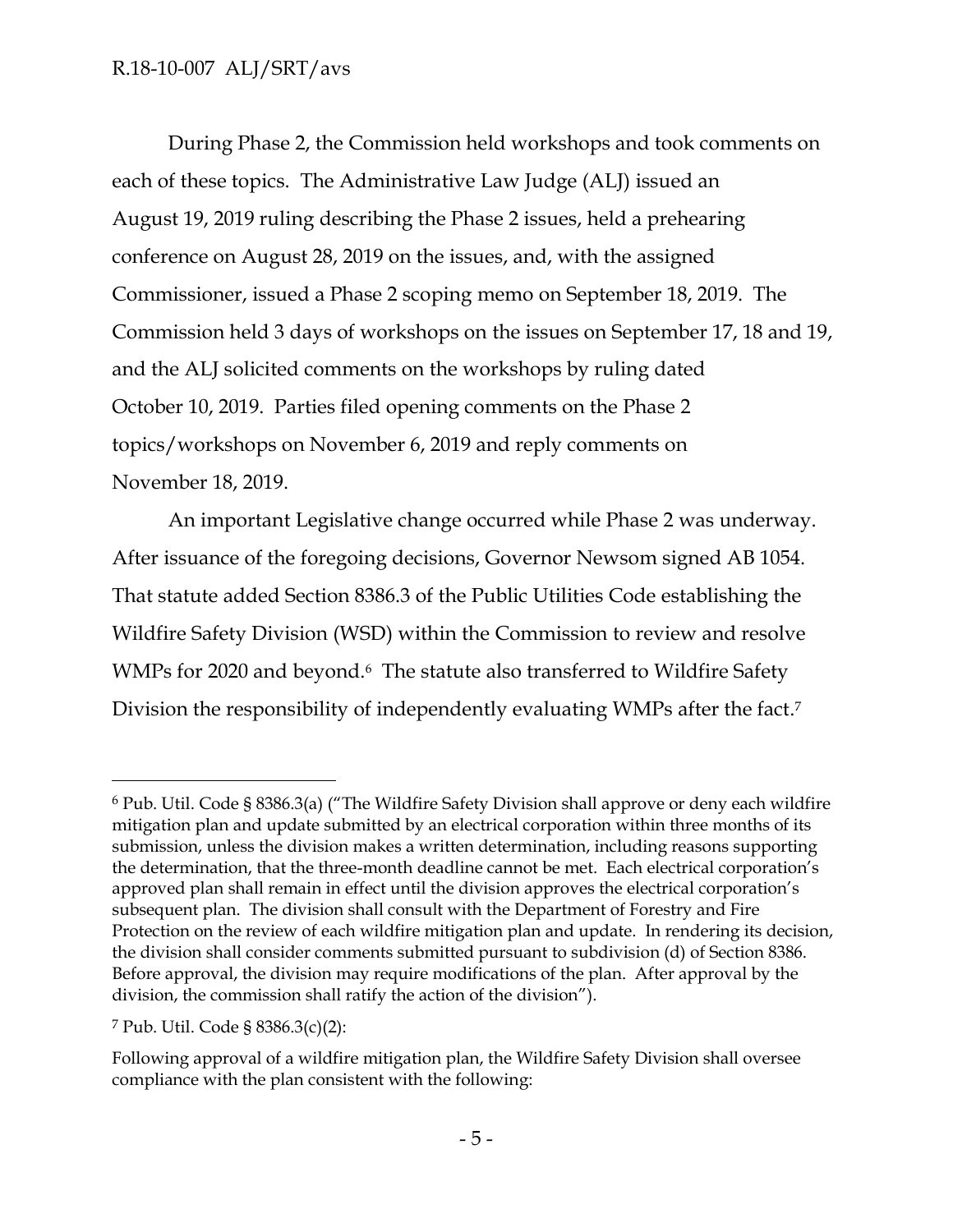During Phase 2, the Commission held workshops and took comments on each of these topics. The Administrative Law Judge (ALJ) issued an August 19, 2019 ruling describing the Phase 2 issues, held a prehearing conference on August 28, 2019 on the issues, and, with the assigned Commissioner, issued a Phase 2 scoping memo on September 18, 2019. The Commission held 3 days of workshops on the issues on September 17, 18 and 19, and the ALJ solicited comments on the workshops by ruling dated October 10, 2019. Parties filed opening comments on the Phase 2 topics/workshops on November 6, 2019 and reply comments on November 18, 2019.

An important Legislative change occurred while Phase 2 was underway. After issuance of the foregoing decisions, Governor Newsom signed AB 1054. That statute added Section 8386.3 of the Public Utilities Code establishing the Wildfire Safety Division (WSD) within the Commission to review and resolve WMPs for 2020 and beyond.[6] The statute also transferred to Wildfire Safety Division the responsibility of independently evaluating WMPs after the fact.[7]

---

[6] Pub. Util. Code § 8386.3(a) ("The Wildfire Safety Division shall approve or deny each wildfire mitigation plan and update submitted by an electrical corporation within three months of its submission, unless the division makes a written determination, including reasons supporting the determination, that the three-month deadline cannot be met. Each electrical corporation's approved plan shall remain in effect until the division approves the electrical corporation's subsequent plan. The division shall consult with the Department of Forestry and Fire Protection on the review of each wildfire mitigation plan and update. In rendering its decision, the division shall consider comments submitted pursuant to subdivision (d) of Section 8386. Before approval, the division may require modifications of the plan. After approval by the division, the commission shall ratify the action of the division").

[7] Pub. Util. Code § 8386.3(c)(2):

Following approval of a wildfire mitigation plan, the Wildfire Safety Division shall oversee compliance with the plan consistent with the following: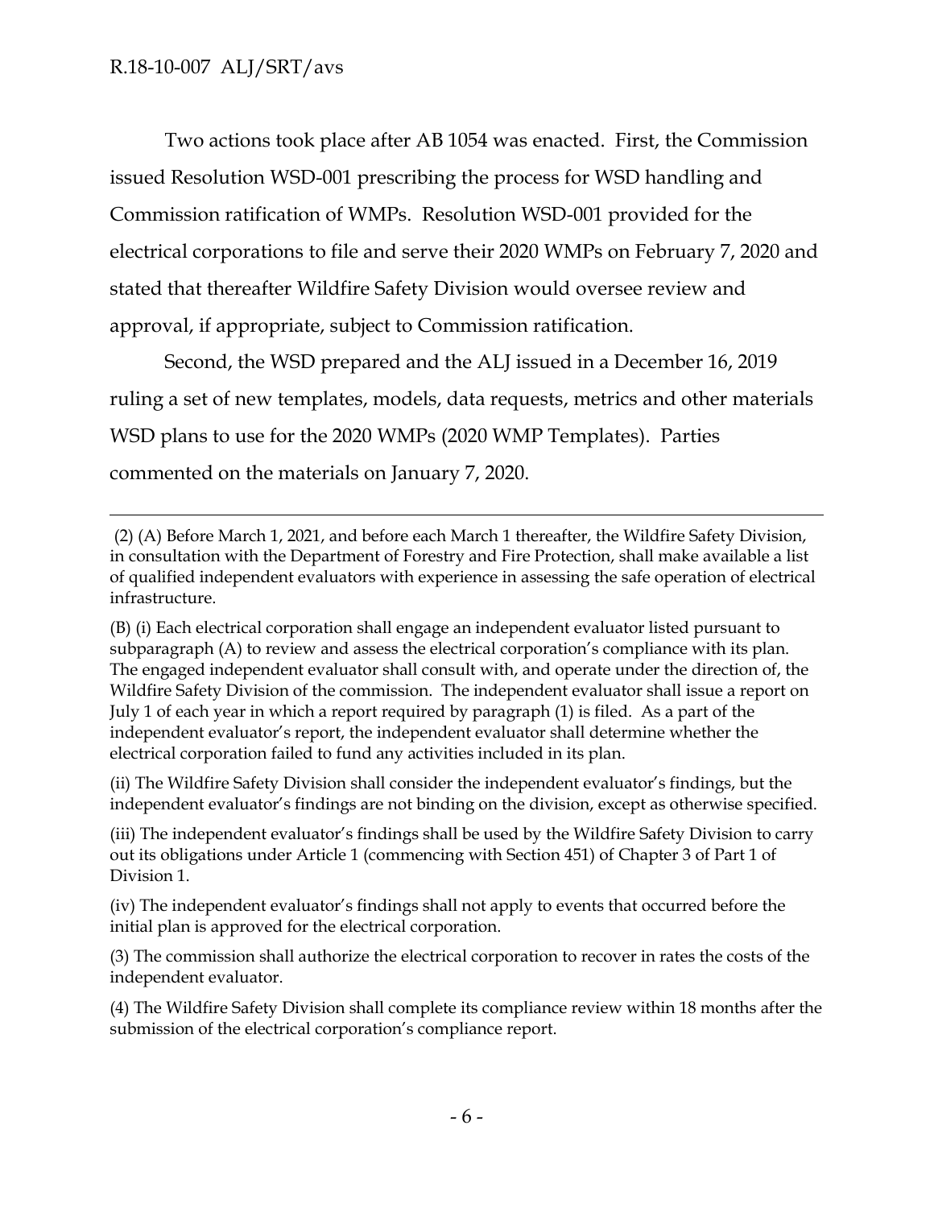Two actions took place after AB 1054 was enacted. First, the Commission issued Resolution WSD-001 prescribing the process for WSD handling and Commission ratification of WMPs. Resolution WSD-001 provided for the electrical corporations to file and serve their 2020 WMPs on February 7, 2020 and stated that thereafter Wildfire Safety Division would oversee review and approval, if appropriate, subject to Commission ratification.

Second, the WSD prepared and the ALJ issued in a December 16, 2019 ruling a set of new templates, models, data requests, metrics and other materials WSD plans to use for the 2020 WMPs (2020 WMP Templates). Parties commented on the materials on January 7, 2020.

---

(2) (A) Before March 1, 2021, and before each March 1 thereafter, the Wildfire Safety Division, in consultation with the Department of Forestry and Fire Protection, shall make available a list of qualified independent evaluators with experience in assessing the safe operation of electrical infrastructure.

(B) (i) Each electrical corporation shall engage an independent evaluator listed pursuant to subparagraph (A) to review and assess the electrical corporation's compliance with its plan. The engaged independent evaluator shall consult with, and operate under the direction of, the Wildfire Safety Division of the commission. The independent evaluator shall issue a report on July 1 of each year in which a report required by paragraph (1) is filed. As a part of the independent evaluator's report, the independent evaluator shall determine whether the electrical corporation failed to fund any activities included in its plan.

(ii) The Wildfire Safety Division shall consider the independent evaluator's findings, but the independent evaluator's findings are not binding on the division, except as otherwise specified.

(iii) The independent evaluator's findings shall be used by the Wildfire Safety Division to carry out its obligations under Article 1 (commencing with Section 451) of Chapter 3 of Part 1 of Division 1.

(iv) The independent evaluator's findings shall not apply to events that occurred before the initial plan is approved for the electrical corporation.

(3) The commission shall authorize the electrical corporation to recover in rates the costs of the independent evaluator.

(4) The Wildfire Safety Division shall complete its compliance review within 18 months after the submission of the electrical corporation's compliance report.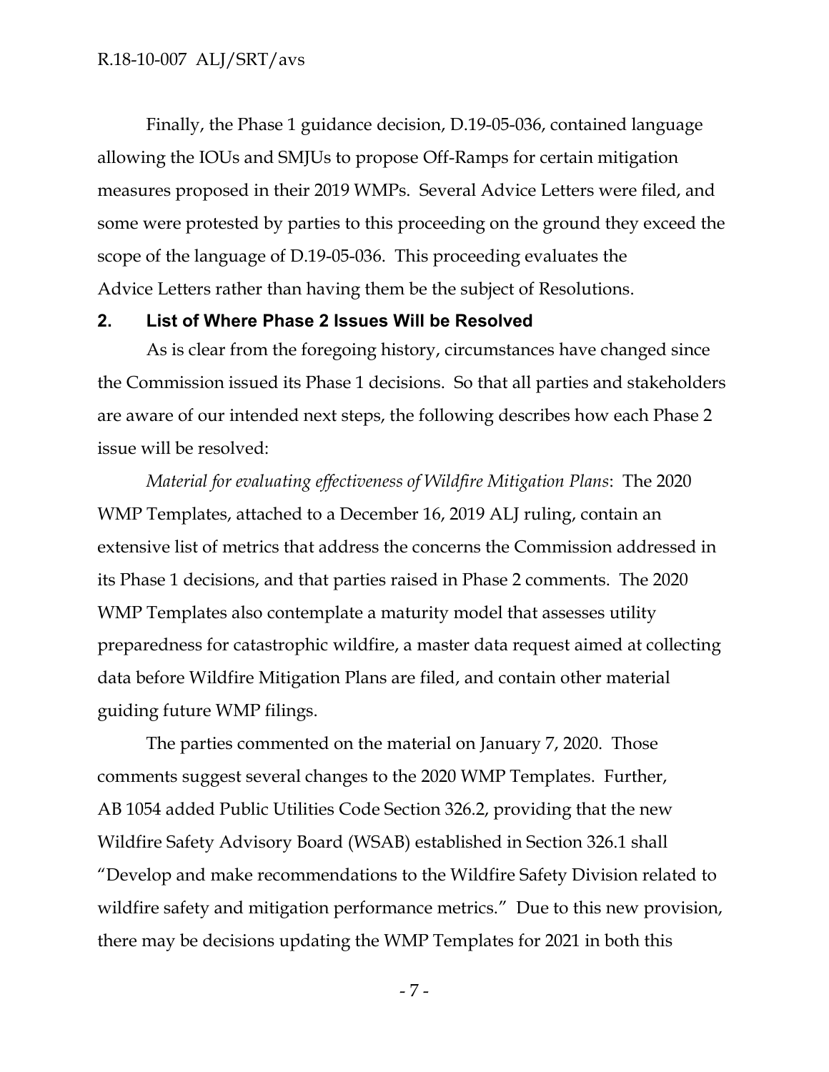Finally, the Phase 1 guidance decision, D.19-05-036, contained language allowing the IOUs and SMJUs to propose Off-Ramps for certain mitigation measures proposed in their 2019 WMPs. Several Advice Letters were filed, and some were protested by parties to this proceeding on the ground they exceed the scope of the language of D.19-05-036. This proceeding evaluates the Advice Letters rather than having them be the subject of Resolutions.

## 2. List of Where Phase 2 Issues Will be Resolved

As is clear from the foregoing history, circumstances have changed since the Commission issued its Phase 1 decisions. So that all parties and stakeholders are aware of our intended next steps, the following describes how each Phase 2 issue will be resolved:

*Material for evaluating effectiveness of Wildfire Mitigation Plans*: The 2020 WMP Templates, attached to a December 16, 2019 ALJ ruling, contain an extensive list of metrics that address the concerns the Commission addressed in its Phase 1 decisions, and that parties raised in Phase 2 comments. The 2020 WMP Templates also contemplate a maturity model that assesses utility preparedness for catastrophic wildfire, a master data request aimed at collecting data before Wildfire Mitigation Plans are filed, and contain other material guiding future WMP filings.

The parties commented on the material on January 7, 2020. Those comments suggest several changes to the 2020 WMP Templates. Further, AB 1054 added Public Utilities Code Section 326.2, providing that the new Wildfire Safety Advisory Board (WSAB) established in Section 326.1 shall "Develop and make recommendations to the Wildfire Safety Division related to wildfire safety and mitigation performance metrics." Due to this new provision, there may be decisions updating the WMP Templates for 2021 in both this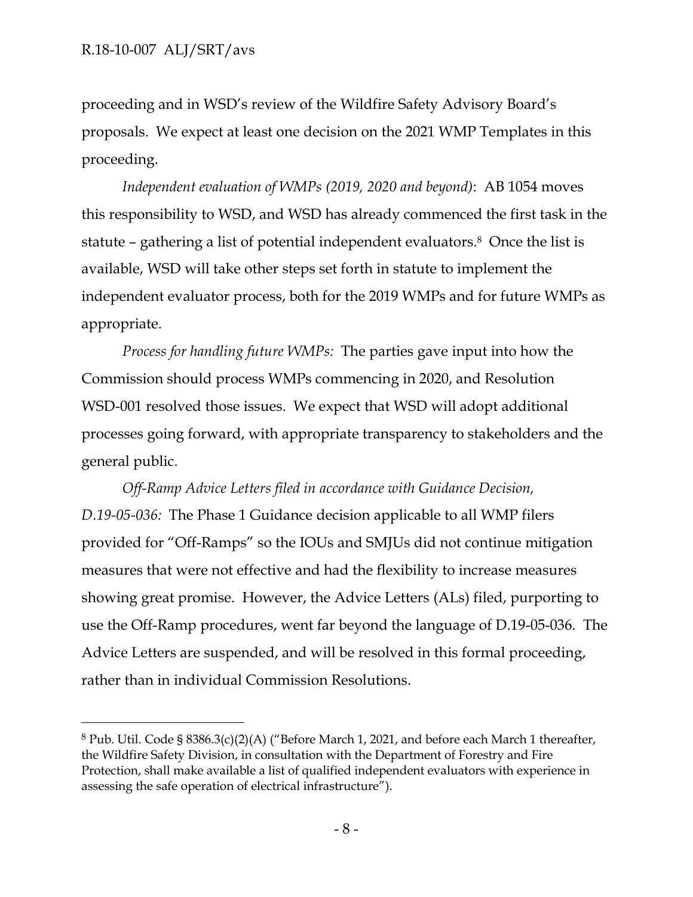proceeding and in WSD's review of the Wildfire Safety Advisory Board's proposals. We expect at least one decision on the 2021 WMP Templates in this proceeding.

*Independent evaluation of WMPs (2019, 2020 and beyond)*: AB 1054 moves this responsibility to WSD, and WSD has already commenced the first task in the statute – gathering a list of potential independent evaluators.[8] Once the list is available, WSD will take other steps set forth in statute to implement the independent evaluator process, both for the 2019 WMPs and for future WMPs as appropriate.

*Process for handling future WMPs:* The parties gave input into how the Commission should process WMPs commencing in 2020, and Resolution WSD-001 resolved those issues. We expect that WSD will adopt additional processes going forward, with appropriate transparency to stakeholders and the general public.

*Off-Ramp Advice Letters filed in accordance with Guidance Decision, D.19-05-036:* The Phase 1 Guidance decision applicable to all WMP filers provided for "Off-Ramps" so the IOUs and SMJUs did not continue mitigation measures that were not effective and had the flexibility to increase measures showing great promise. However, the Advice Letters (ALs) filed, purporting to use the Off-Ramp procedures, went far beyond the language of D.19-05-036. The Advice Letters are suspended, and will be resolved in this formal proceeding, rather than in individual Commission Resolutions.

---

[8] Pub. Util. Code § 8386.3(c)(2)(A) ("Before March 1, 2021, and before each March 1 thereafter, the Wildfire Safety Division, in consultation with the Department of Forestry and Fire Protection, shall make available a list of qualified independent evaluators with experience in assessing the safe operation of electrical infrastructure").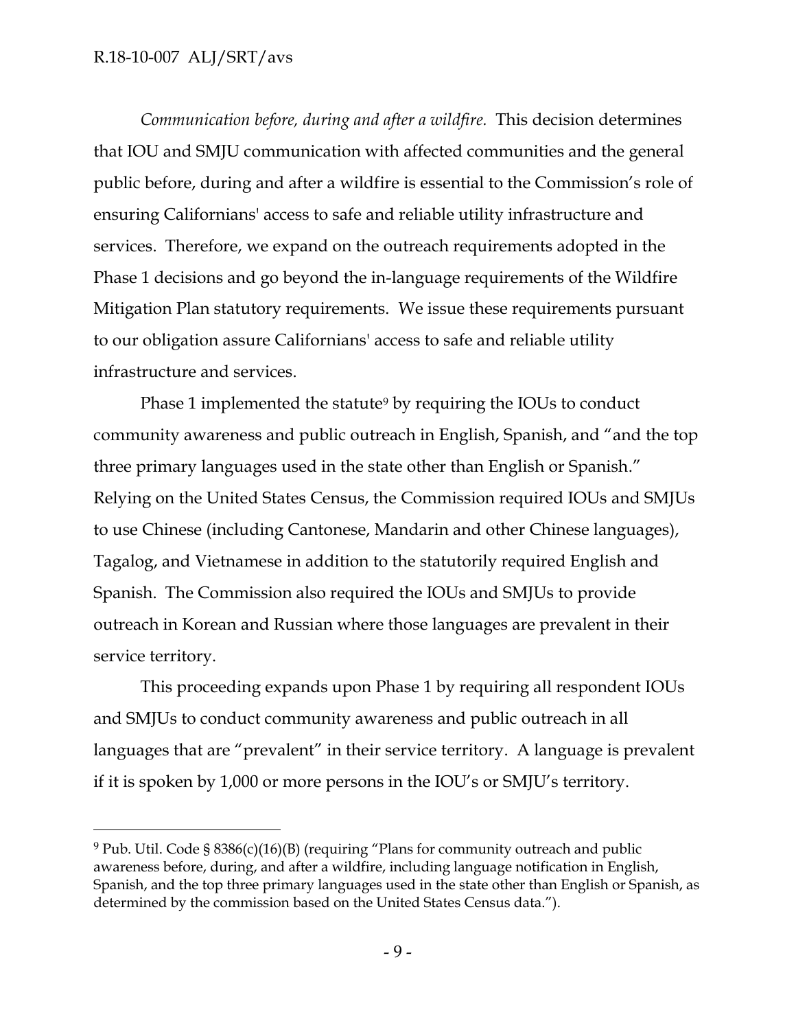*Communication before, during and after a wildfire.* This decision determines that IOU and SMJU communication with affected communities and the general public before, during and after a wildfire is essential to the Commission's role of ensuring Californians' access to safe and reliable utility infrastructure and services. Therefore, we expand on the outreach requirements adopted in the Phase 1 decisions and go beyond the in-language requirements of the Wildfire Mitigation Plan statutory requirements. We issue these requirements pursuant to our obligation assure Californians' access to safe and reliable utility infrastructure and services.

Phase 1 implemented the statute[9] by requiring the IOUs to conduct community awareness and public outreach in English, Spanish, and "and the top three primary languages used in the state other than English or Spanish." Relying on the United States Census, the Commission required IOUs and SMJUs to use Chinese (including Cantonese, Mandarin and other Chinese languages), Tagalog, and Vietnamese in addition to the statutorily required English and Spanish. The Commission also required the IOUs and SMJUs to provide outreach in Korean and Russian where those languages are prevalent in their service territory.

This proceeding expands upon Phase 1 by requiring all respondent IOUs and SMJUs to conduct community awareness and public outreach in all languages that are "prevalent" in their service territory. A language is prevalent if it is spoken by 1,000 or more persons in the IOU's or SMJU's territory.

[9] Pub. Util. Code § 8386(c)(16)(B) (requiring "Plans for community outreach and public awareness before, during, and after a wildfire, including language notification in English, Spanish, and the top three primary languages used in the state other than English or Spanish, as determined by the commission based on the United States Census data.").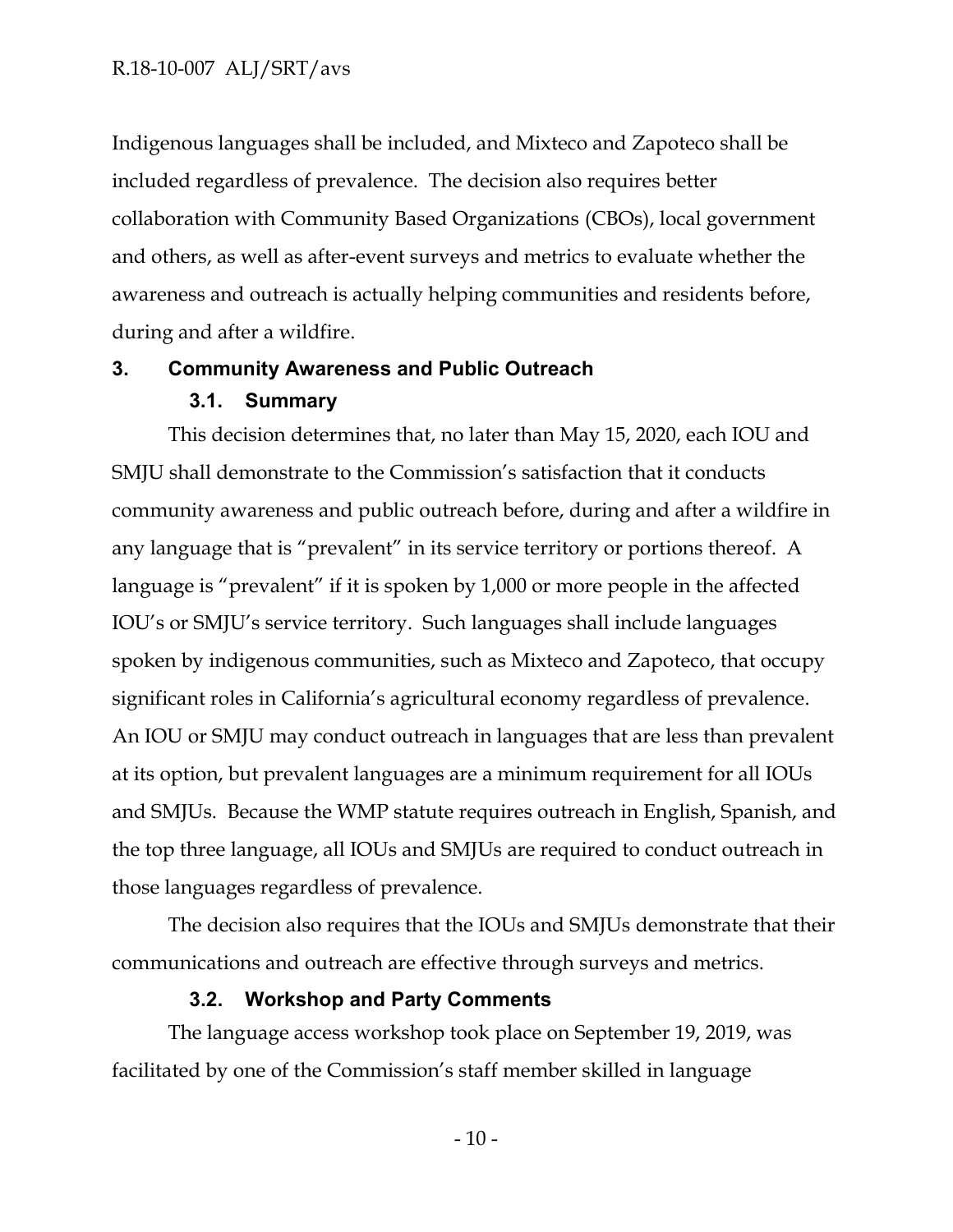Indigenous languages shall be included, and Mixteco and Zapoteco shall be included regardless of prevalence. The decision also requires better collaboration with Community Based Organizations (CBOs), local government and others, as well as after-event surveys and metrics to evaluate whether the awareness and outreach is actually helping communities and residents before, during and after a wildfire.

## 3. Community Awareness and Public Outreach

### 3.1. Summary

This decision determines that, no later than May 15, 2020, each IOU and SMJU shall demonstrate to the Commission's satisfaction that it conducts community awareness and public outreach before, during and after a wildfire in any language that is "prevalent" in its service territory or portions thereof. A language is "prevalent" if it is spoken by 1,000 or more people in the affected IOU's or SMJU's service territory. Such languages shall include languages spoken by indigenous communities, such as Mixteco and Zapoteco, that occupy significant roles in California's agricultural economy regardless of prevalence. An IOU or SMJU may conduct outreach in languages that are less than prevalent at its option, but prevalent languages are a minimum requirement for all IOUs and SMJUs. Because the WMP statute requires outreach in English, Spanish, and the top three language, all IOUs and SMJUs are required to conduct outreach in those languages regardless of prevalence.

The decision also requires that the IOUs and SMJUs demonstrate that their communications and outreach are effective through surveys and metrics.

### 3.2. Workshop and Party Comments

The language access workshop took place on September 19, 2019, was facilitated by one of the Commission's staff member skilled in language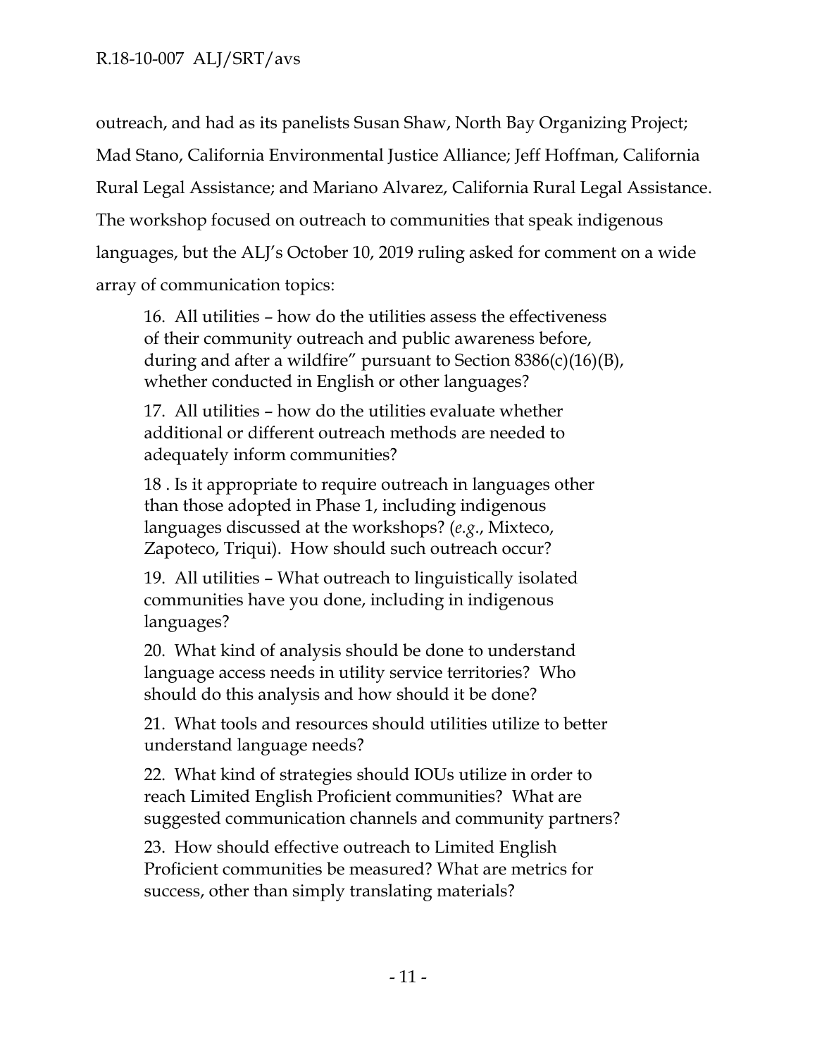outreach, and had as its panelists Susan Shaw, North Bay Organizing Project; Mad Stano, California Environmental Justice Alliance; Jeff Hoffman, California Rural Legal Assistance; and Mariano Alvarez, California Rural Legal Assistance. The workshop focused on outreach to communities that speak indigenous languages, but the ALJ's October 10, 2019 ruling asked for comment on a wide array of communication topics:

> 16. All utilities – how do the utilities assess the effectiveness of their community outreach and public awareness before, during and after a wildfire" pursuant to Section 8386(c)(16)(B), whether conducted in English or other languages?
>
> 17. All utilities – how do the utilities evaluate whether additional or different outreach methods are needed to adequately inform communities?
>
> 18 . Is it appropriate to require outreach in languages other than those adopted in Phase 1, including indigenous languages discussed at the workshops? (*e.g.*, Mixteco, Zapoteco, Triqui). How should such outreach occur?
>
> 19. All utilities – What outreach to linguistically isolated communities have you done, including in indigenous languages?
>
> 20. What kind of analysis should be done to understand language access needs in utility service territories? Who should do this analysis and how should it be done?
>
> 21. What tools and resources should utilities utilize to better understand language needs?
>
> 22. What kind of strategies should IOUs utilize in order to reach Limited English Proficient communities? What are suggested communication channels and community partners?
>
> 23. How should effective outreach to Limited English Proficient communities be measured? What are metrics for success, other than simply translating materials?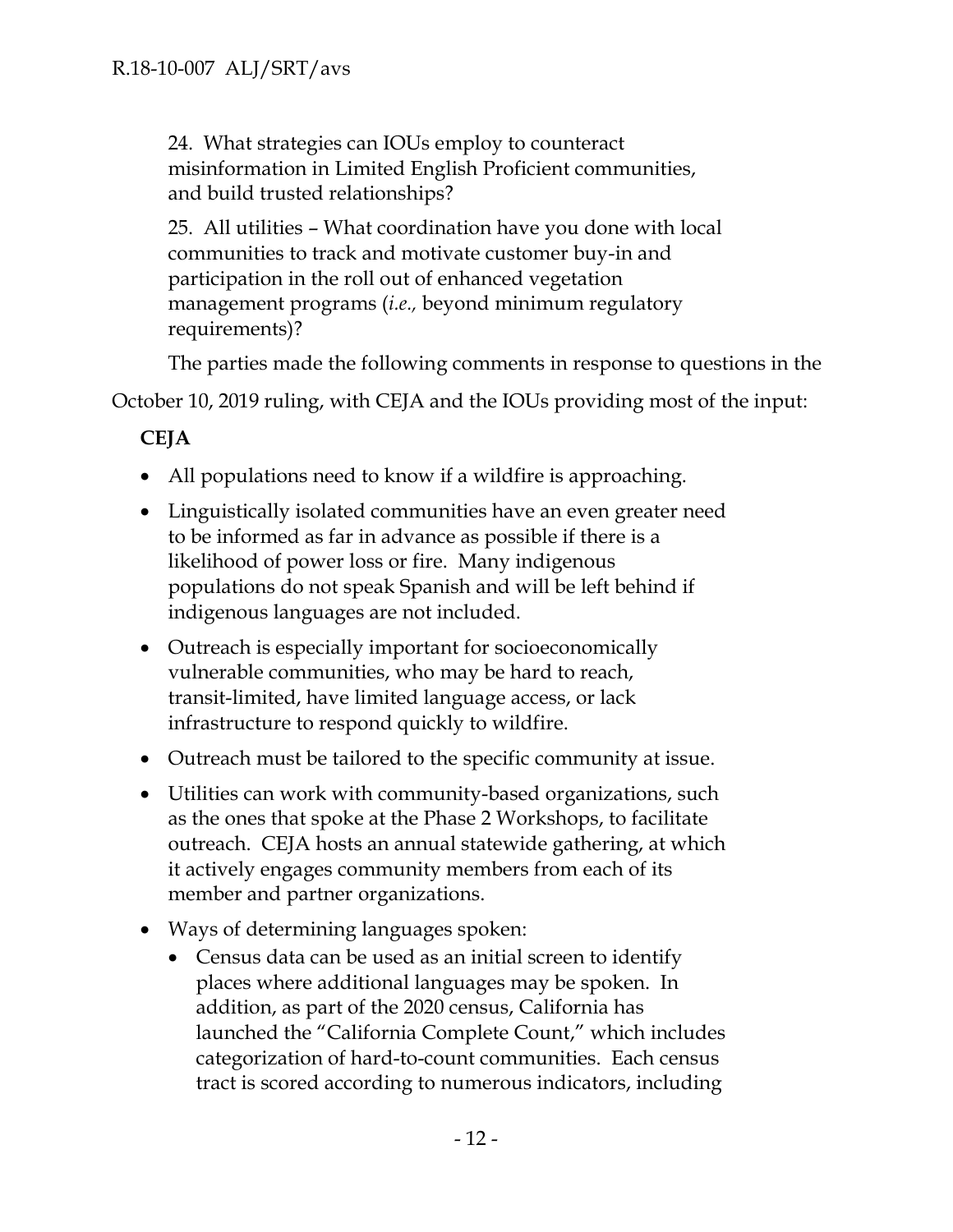24. What strategies can IOUs employ to counteract misinformation in Limited English Proficient communities, and build trusted relationships?

25. All utilities – What coordination have you done with local communities to track and motivate customer buy-in and participation in the roll out of enhanced vegetation management programs (*i.e.,* beyond minimum regulatory requirements)?

The parties made the following comments in response to questions in the October 10, 2019 ruling, with CEJA and the IOUs providing most of the input:

**CEJA**

- All populations need to know if a wildfire is approaching.
- Linguistically isolated communities have an even greater need to be informed as far in advance as possible if there is a likelihood of power loss or fire. Many indigenous populations do not speak Spanish and will be left behind if indigenous languages are not included.
- Outreach is especially important for socioeconomically vulnerable communities, who may be hard to reach, transit-limited, have limited language access, or lack infrastructure to respond quickly to wildfire.
- Outreach must be tailored to the specific community at issue.
- Utilities can work with community-based organizations, such as the ones that spoke at the Phase 2 Workshops, to facilitate outreach. CEJA hosts an annual statewide gathering, at which it actively engages community members from each of its member and partner organizations.
- Ways of determining languages spoken:
    - Census data can be used as an initial screen to identify places where additional languages may be spoken. In addition, as part of the 2020 census, California has launched the "California Complete Count," which includes categorization of hard-to-count communities. Each census tract is scored according to numerous indicators, including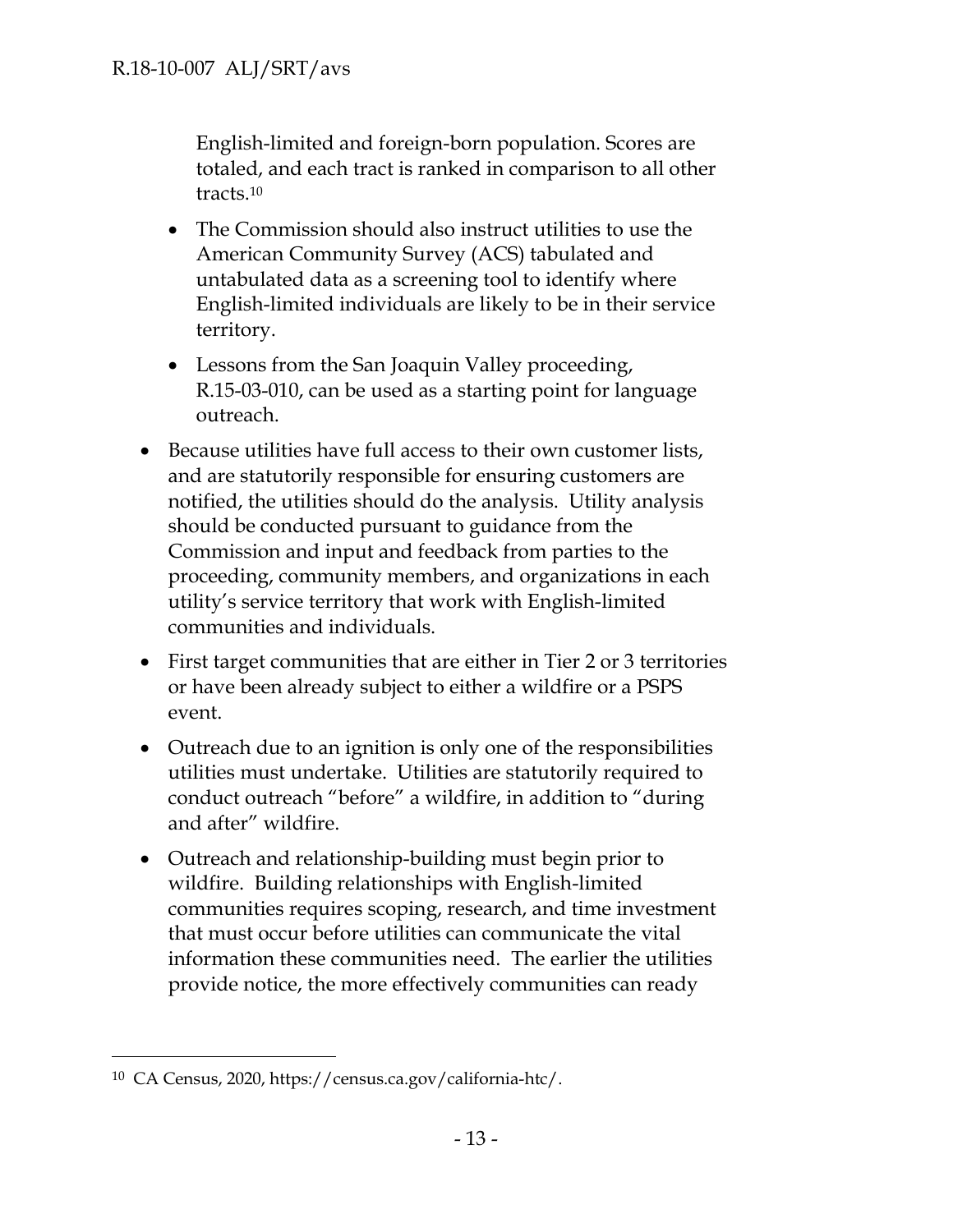English-limited and foreign-born population. Scores are totaled, and each tract is ranked in comparison to all other tracts.[10]

  - The Commission should also instruct utilities to use the American Community Survey (ACS) tabulated and untabulated data as a screening tool to identify where English-limited individuals are likely to be in their service territory.
  - Lessons from the San Joaquin Valley proceeding, R.15-03-010, can be used as a starting point for language outreach.

- Because utilities have full access to their own customer lists, and are statutorily responsible for ensuring customers are notified, the utilities should do the analysis. Utility analysis should be conducted pursuant to guidance from the Commission and input and feedback from parties to the proceeding, community members, and organizations in each utility's service territory that work with English-limited communities and individuals.
- First target communities that are either in Tier 2 or 3 territories or have been already subject to either a wildfire or a PSPS event.
- Outreach due to an ignition is only one of the responsibilities utilities must undertake. Utilities are statutorily required to conduct outreach "before" a wildfire, in addition to "during and after" wildfire.
- Outreach and relationship-building must begin prior to wildfire. Building relationships with English-limited communities requires scoping, research, and time investment that must occur before utilities can communicate the vital information these communities need. The earlier the utilities provide notice, the more effectively communities can ready

[10] CA Census, 2020, https://census.ca.gov/california-htc/.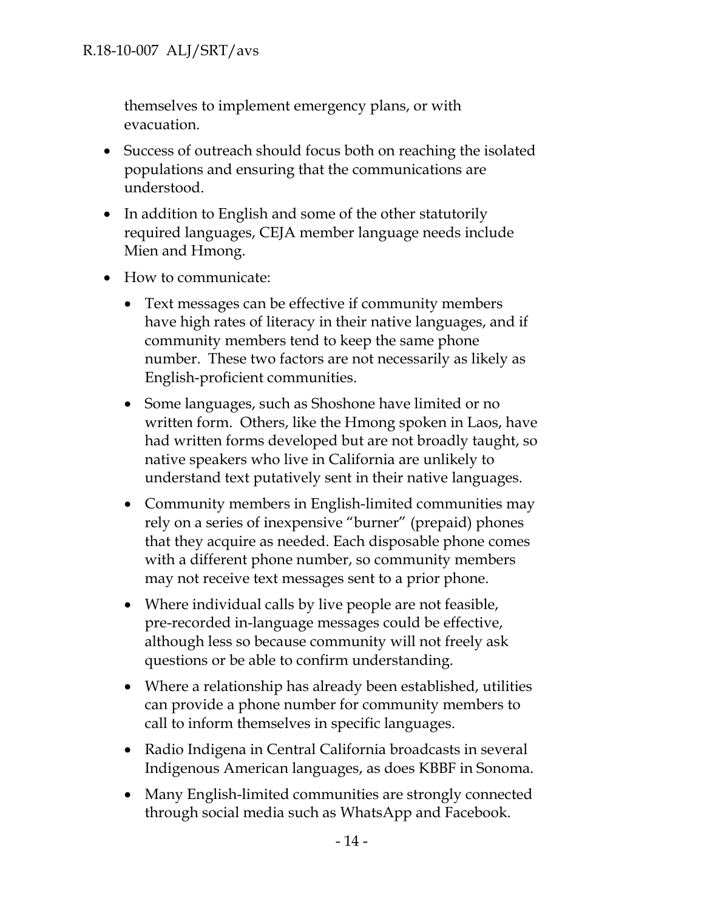themselves to implement emergency plans, or with evacuation.

- Success of outreach should focus both on reaching the isolated populations and ensuring that the communications are understood.
- In addition to English and some of the other statutorily required languages, CEJA member language needs include Mien and Hmong.
- How to communicate:
  - Text messages can be effective if community members have high rates of literacy in their native languages, and if community members tend to keep the same phone number. These two factors are not necessarily as likely as English-proficient communities.
  - Some languages, such as Shoshone have limited or no written form. Others, like the Hmong spoken in Laos, have had written forms developed but are not broadly taught, so native speakers who live in California are unlikely to understand text putatively sent in their native languages.
  - Community members in English-limited communities may rely on a series of inexpensive "burner" (prepaid) phones that they acquire as needed. Each disposable phone comes with a different phone number, so community members may not receive text messages sent to a prior phone.
  - Where individual calls by live people are not feasible, pre-recorded in-language messages could be effective, although less so because community will not freely ask questions or be able to confirm understanding.
  - Where a relationship has already been established, utilities can provide a phone number for community members to call to inform themselves in specific languages.
  - Radio Indigena in Central California broadcasts in several Indigenous American languages, as does KBBF in Sonoma.
  - Many English-limited communities are strongly connected through social media such as WhatsApp and Facebook.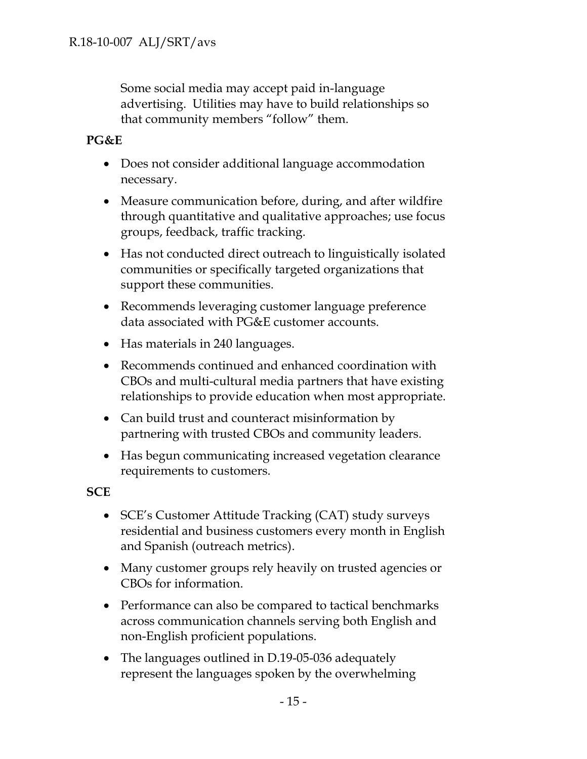Some social media may accept paid in-language advertising. Utilities may have to build relationships so that community members "follow" them.

**PG&E**

- Does not consider additional language accommodation necessary.
- Measure communication before, during, and after wildfire through quantitative and qualitative approaches; use focus groups, feedback, traffic tracking.
- Has not conducted direct outreach to linguistically isolated communities or specifically targeted organizations that support these communities.
- Recommends leveraging customer language preference data associated with PG&E customer accounts.
- Has materials in 240 languages.
- Recommends continued and enhanced coordination with CBOs and multi-cultural media partners that have existing relationships to provide education when most appropriate.
- Can build trust and counteract misinformation by partnering with trusted CBOs and community leaders.
- Has begun communicating increased vegetation clearance requirements to customers.

**SCE**

- SCE's Customer Attitude Tracking (CAT) study surveys residential and business customers every month in English and Spanish (outreach metrics).
- Many customer groups rely heavily on trusted agencies or CBOs for information.
- Performance can also be compared to tactical benchmarks across communication channels serving both English and non-English proficient populations.
- The languages outlined in D.19-05-036 adequately represent the languages spoken by the overwhelming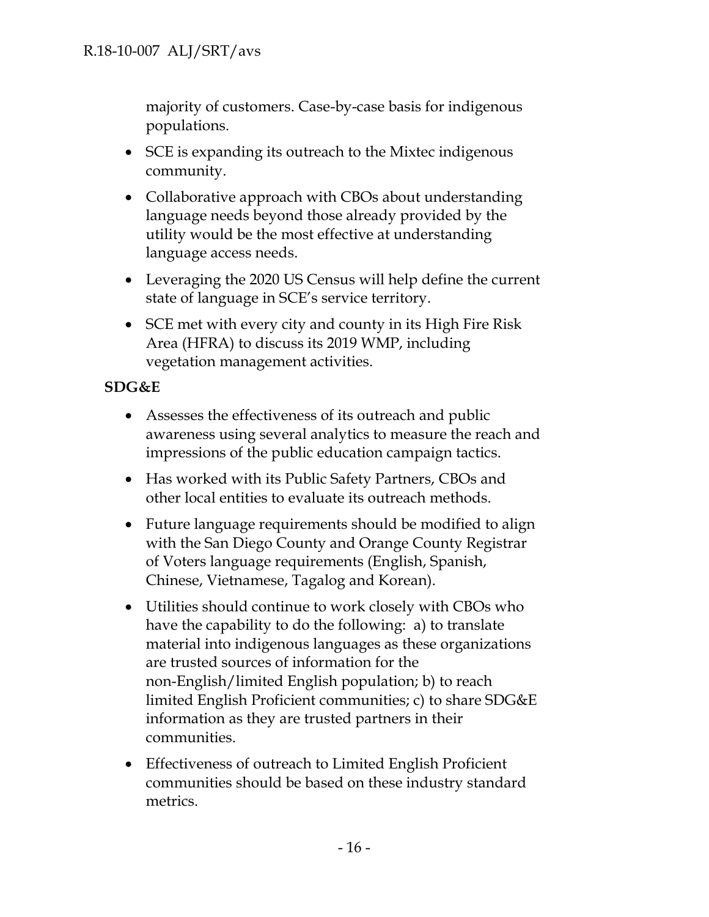majority of customers. Case-by-case basis for indigenous populations.

- SCE is expanding its outreach to the Mixtec indigenous community.
- Collaborative approach with CBOs about understanding language needs beyond those already provided by the utility would be the most effective at understanding language access needs.
- Leveraging the 2020 US Census will help define the current state of language in SCE's service territory.
- SCE met with every city and county in its High Fire Risk Area (HFRA) to discuss its 2019 WMP, including vegetation management activities.

**SDG&E**

- Assesses the effectiveness of its outreach and public awareness using several analytics to measure the reach and impressions of the public education campaign tactics.
- Has worked with its Public Safety Partners, CBOs and other local entities to evaluate its outreach methods.
- Future language requirements should be modified to align with the San Diego County and Orange County Registrar of Voters language requirements (English, Spanish, Chinese, Vietnamese, Tagalog and Korean).
- Utilities should continue to work closely with CBOs who have the capability to do the following: a) to translate material into indigenous languages as these organizations are trusted sources of information for the non-English/limited English population; b) to reach limited English Proficient communities; c) to share SDG&E information as they are trusted partners in their communities.
- Effectiveness of outreach to Limited English Proficient communities should be based on these industry standard metrics.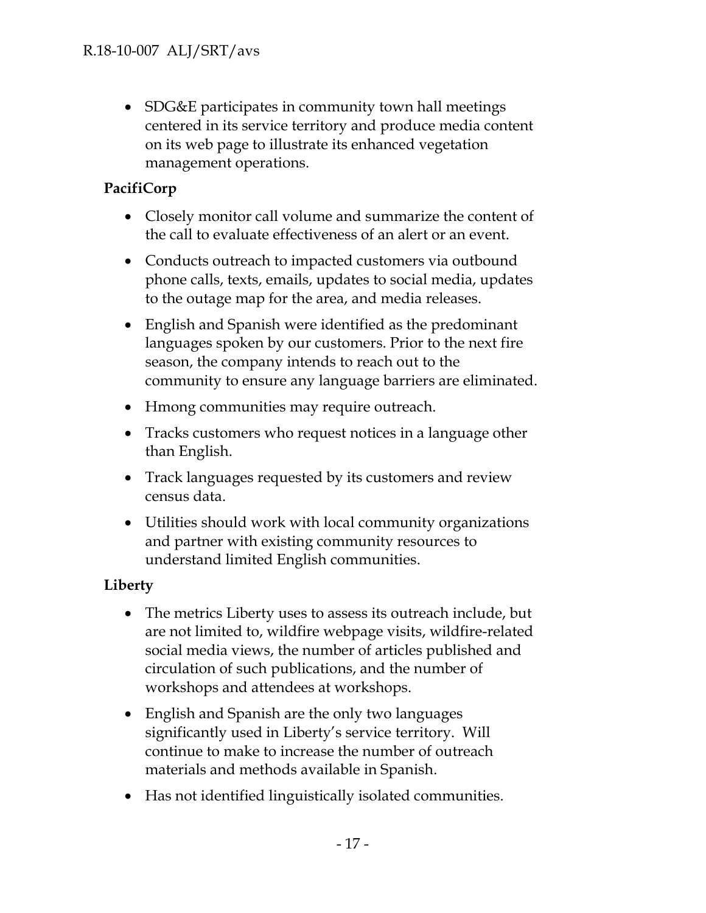- SDG&E participates in community town hall meetings centered in its service territory and produce media content on its web page to illustrate its enhanced vegetation management operations.

**PacifiCorp**

- Closely monitor call volume and summarize the content of the call to evaluate effectiveness of an alert or an event.
- Conducts outreach to impacted customers via outbound phone calls, texts, emails, updates to social media, updates to the outage map for the area, and media releases.
- English and Spanish were identified as the predominant languages spoken by our customers. Prior to the next fire season, the company intends to reach out to the community to ensure any language barriers are eliminated.
- Hmong communities may require outreach.
- Tracks customers who request notices in a language other than English.
- Track languages requested by its customers and review census data.
- Utilities should work with local community organizations and partner with existing community resources to understand limited English communities.

**Liberty**

- The metrics Liberty uses to assess its outreach include, but are not limited to, wildfire webpage visits, wildfire-related social media views, the number of articles published and circulation of such publications, and the number of workshops and attendees at workshops.
- English and Spanish are the only two languages significantly used in Liberty's service territory. Will continue to make to increase the number of outreach materials and methods available in Spanish.
- Has not identified linguistically isolated communities.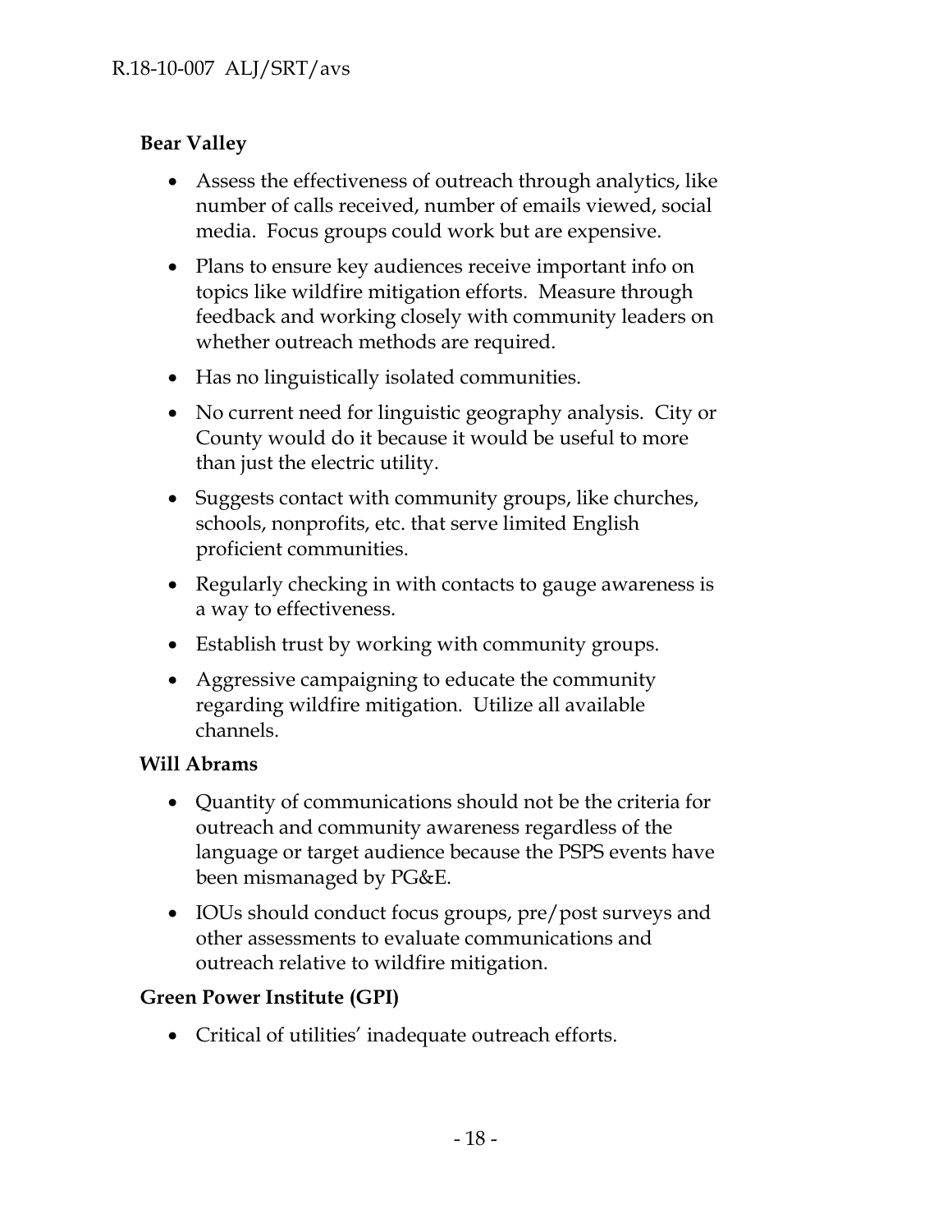**Bear Valley**

- Assess the effectiveness of outreach through analytics, like number of calls received, number of emails viewed, social media. Focus groups could work but are expensive.
- Plans to ensure key audiences receive important info on topics like wildfire mitigation efforts. Measure through feedback and working closely with community leaders on whether outreach methods are required.
- Has no linguistically isolated communities.
- No current need for linguistic geography analysis. City or County would do it because it would be useful to more than just the electric utility.
- Suggests contact with community groups, like churches, schools, nonprofits, etc. that serve limited English proficient communities.
- Regularly checking in with contacts to gauge awareness is a way to effectiveness.
- Establish trust by working with community groups.
- Aggressive campaigning to educate the community regarding wildfire mitigation. Utilize all available channels.

**Will Abrams**

- Quantity of communications should not be the criteria for outreach and community awareness regardless of the language or target audience because the PSPS events have been mismanaged by PG&E.
- IOUs should conduct focus groups, pre/post surveys and other assessments to evaluate communications and outreach relative to wildfire mitigation.

**Green Power Institute (GPI)**

- Critical of utilities' inadequate outreach efforts.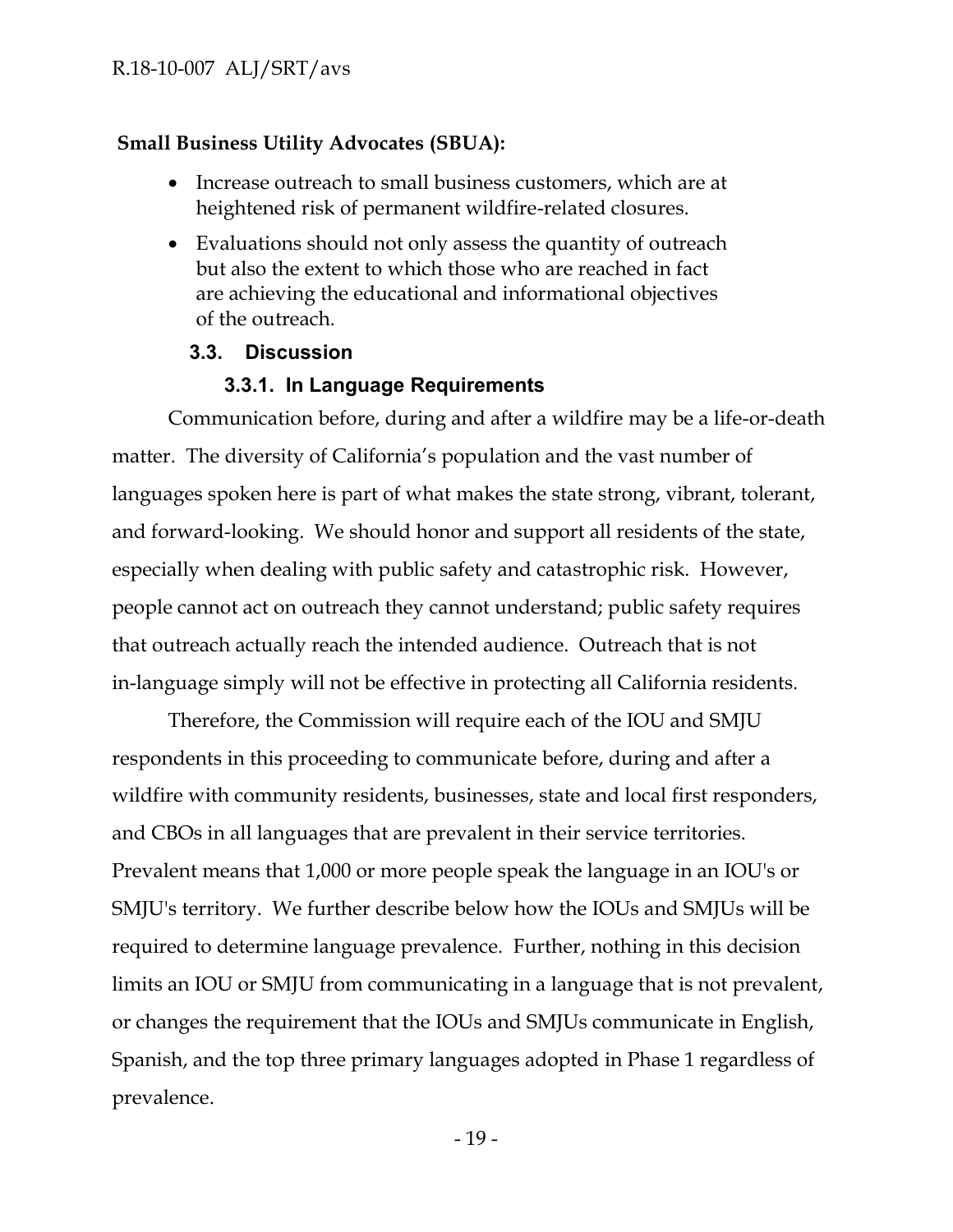**Small Business Utility Advocates (SBUA):**

- Increase outreach to small business customers, which are at heightened risk of permanent wildfire-related closures.
- Evaluations should not only assess the quantity of outreach but also the extent to which those who are reached in fact are achieving the educational and informational objectives of the outreach.

### 3.3. Discussion

#### 3.3.1. In Language Requirements

Communication before, during and after a wildfire may be a life-or-death matter. The diversity of California's population and the vast number of languages spoken here is part of what makes the state strong, vibrant, tolerant, and forward-looking. We should honor and support all residents of the state, especially when dealing with public safety and catastrophic risk. However, people cannot act on outreach they cannot understand; public safety requires that outreach actually reach the intended audience. Outreach that is not in-language simply will not be effective in protecting all California residents.

Therefore, the Commission will require each of the IOU and SMJU respondents in this proceeding to communicate before, during and after a wildfire with community residents, businesses, state and local first responders, and CBOs in all languages that are prevalent in their service territories. Prevalent means that 1,000 or more people speak the language in an IOU's or SMJU's territory. We further describe below how the IOUs and SMJUs will be required to determine language prevalence. Further, nothing in this decision limits an IOU or SMJU from communicating in a language that is not prevalent, or changes the requirement that the IOUs and SMJUs communicate in English, Spanish, and the top three primary languages adopted in Phase 1 regardless of prevalence.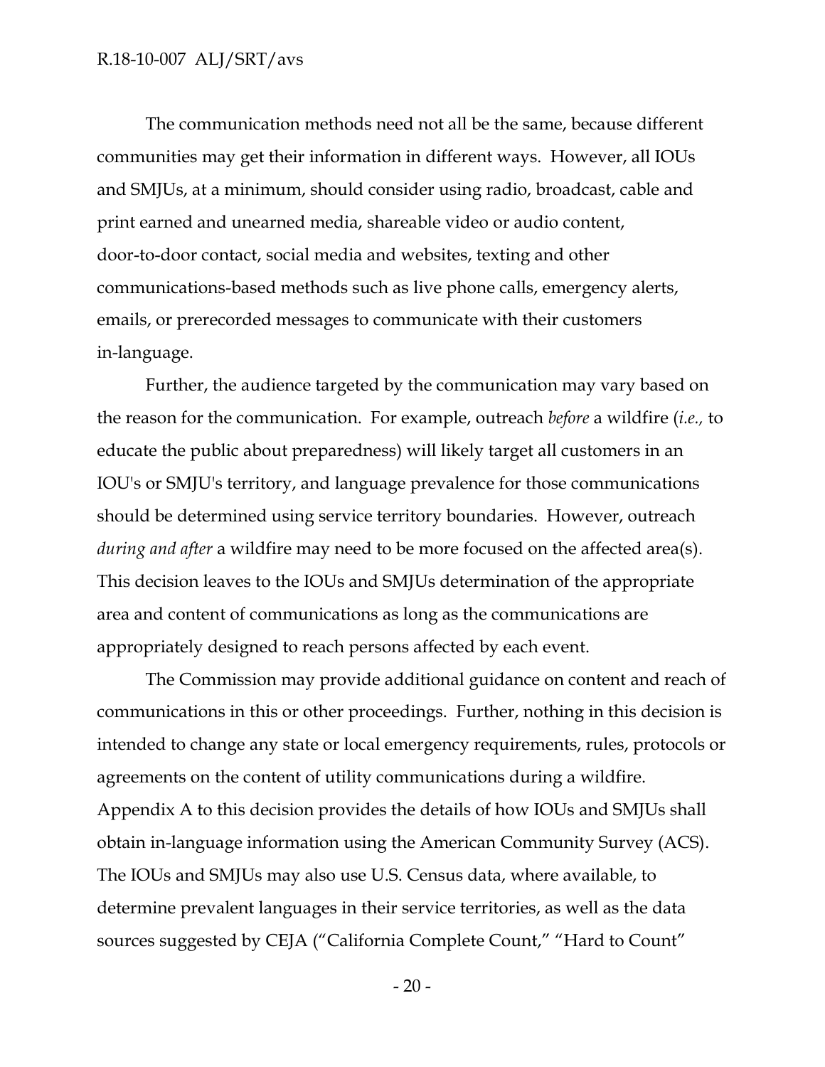The communication methods need not all be the same, because different communities may get their information in different ways. However, all IOUs and SMJUs, at a minimum, should consider using radio, broadcast, cable and print earned and unearned media, shareable video or audio content, door-to-door contact, social media and websites, texting and other communications-based methods such as live phone calls, emergency alerts, emails, or prerecorded messages to communicate with their customers in-language.

Further, the audience targeted by the communication may vary based on the reason for the communication. For example, outreach *before* a wildfire (*i.e.,* to educate the public about preparedness) will likely target all customers in an IOU's or SMJU's territory, and language prevalence for those communications should be determined using service territory boundaries. However, outreach *during and after* a wildfire may need to be more focused on the affected area(s). This decision leaves to the IOUs and SMJUs determination of the appropriate area and content of communications as long as the communications are appropriately designed to reach persons affected by each event.

The Commission may provide additional guidance on content and reach of communications in this or other proceedings. Further, nothing in this decision is intended to change any state or local emergency requirements, rules, protocols or agreements on the content of utility communications during a wildfire. Appendix A to this decision provides the details of how IOUs and SMJUs shall obtain in-language information using the American Community Survey (ACS). The IOUs and SMJUs may also use U.S. Census data, where available, to determine prevalent languages in their service territories, as well as the data sources suggested by CEJA ("California Complete Count," "Hard to Count"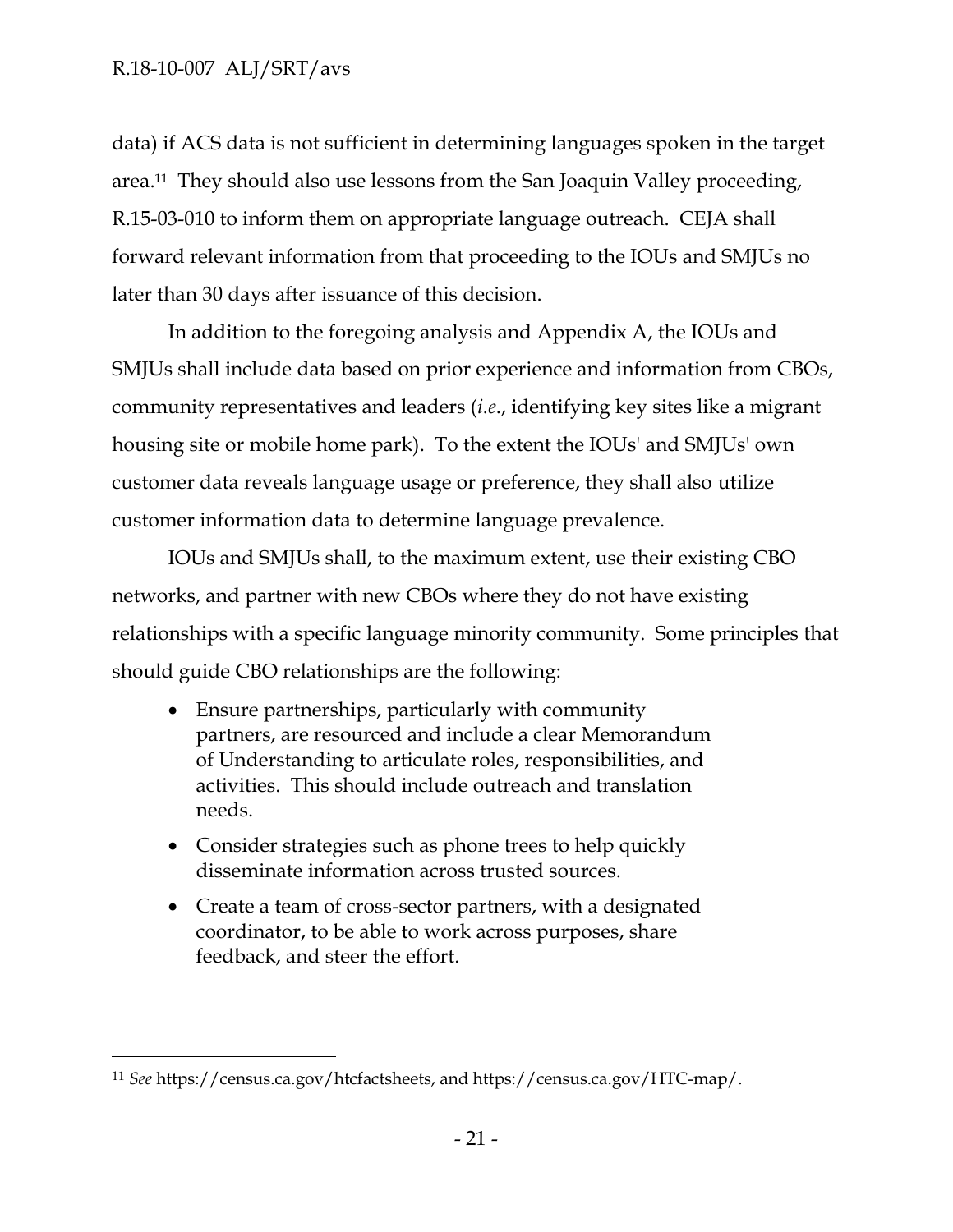data) if ACS data is not sufficient in determining languages spoken in the target area.[11] They should also use lessons from the San Joaquin Valley proceeding, R.15-03-010 to inform them on appropriate language outreach. CEJA shall forward relevant information from that proceeding to the IOUs and SMJUs no later than 30 days after issuance of this decision.

In addition to the foregoing analysis and Appendix A, the IOUs and SMJUs shall include data based on prior experience and information from CBOs, community representatives and leaders (*i.e.*, identifying key sites like a migrant housing site or mobile home park). To the extent the IOUs' and SMJUs' own customer data reveals language usage or preference, they shall also utilize customer information data to determine language prevalence.

IOUs and SMJUs shall, to the maximum extent, use their existing CBO networks, and partner with new CBOs where they do not have existing relationships with a specific language minority community. Some principles that should guide CBO relationships are the following:

- Ensure partnerships, particularly with community partners, are resourced and include a clear Memorandum of Understanding to articulate roles, responsibilities, and activities. This should include outreach and translation needs.
- Consider strategies such as phone trees to help quickly disseminate information across trusted sources.
- Create a team of cross-sector partners, with a designated coordinator, to be able to work across purposes, share feedback, and steer the effort.

---

[11] *See* https://census.ca.gov/htcfactsheets, and https://census.ca.gov/HTC-map/.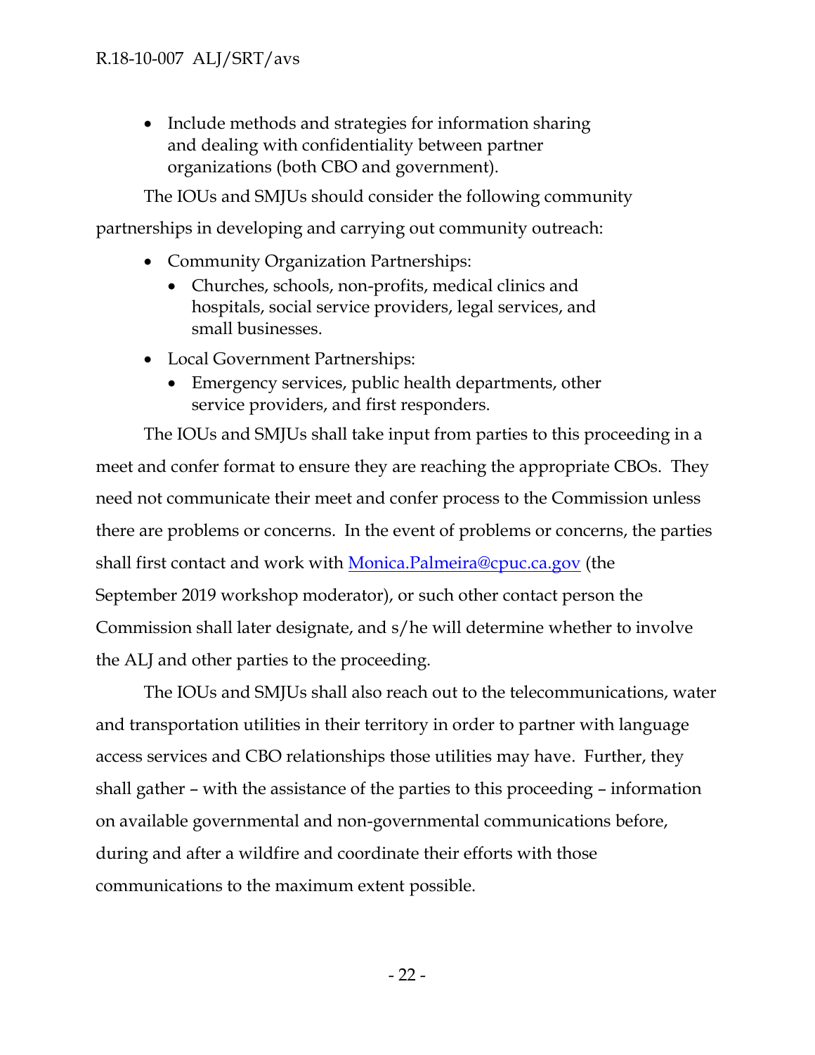- Include methods and strategies for information sharing and dealing with confidentiality between partner organizations (both CBO and government).

The IOUs and SMJUs should consider the following community partnerships in developing and carrying out community outreach:

- Community Organization Partnerships:
  - Churches, schools, non-profits, medical clinics and hospitals, social service providers, legal services, and small businesses.
- Local Government Partnerships:
  - Emergency services, public health departments, other service providers, and first responders.

The IOUs and SMJUs shall take input from parties to this proceeding in a meet and confer format to ensure they are reaching the appropriate CBOs. They need not communicate their meet and confer process to the Commission unless there are problems or concerns. In the event of problems or concerns, the parties shall first contact and work with [Monica.Palmeira@cpuc.ca.gov](mailto:Monica.Palmeira@cpuc.ca.gov) (the September 2019 workshop moderator), or such other contact person the Commission shall later designate, and s/he will determine whether to involve the ALJ and other parties to the proceeding.

The IOUs and SMJUs shall also reach out to the telecommunications, water and transportation utilities in their territory in order to partner with language access services and CBO relationships those utilities may have. Further, they shall gather – with the assistance of the parties to this proceeding – information on available governmental and non-governmental communications before, during and after a wildfire and coordinate their efforts with those communications to the maximum extent possible.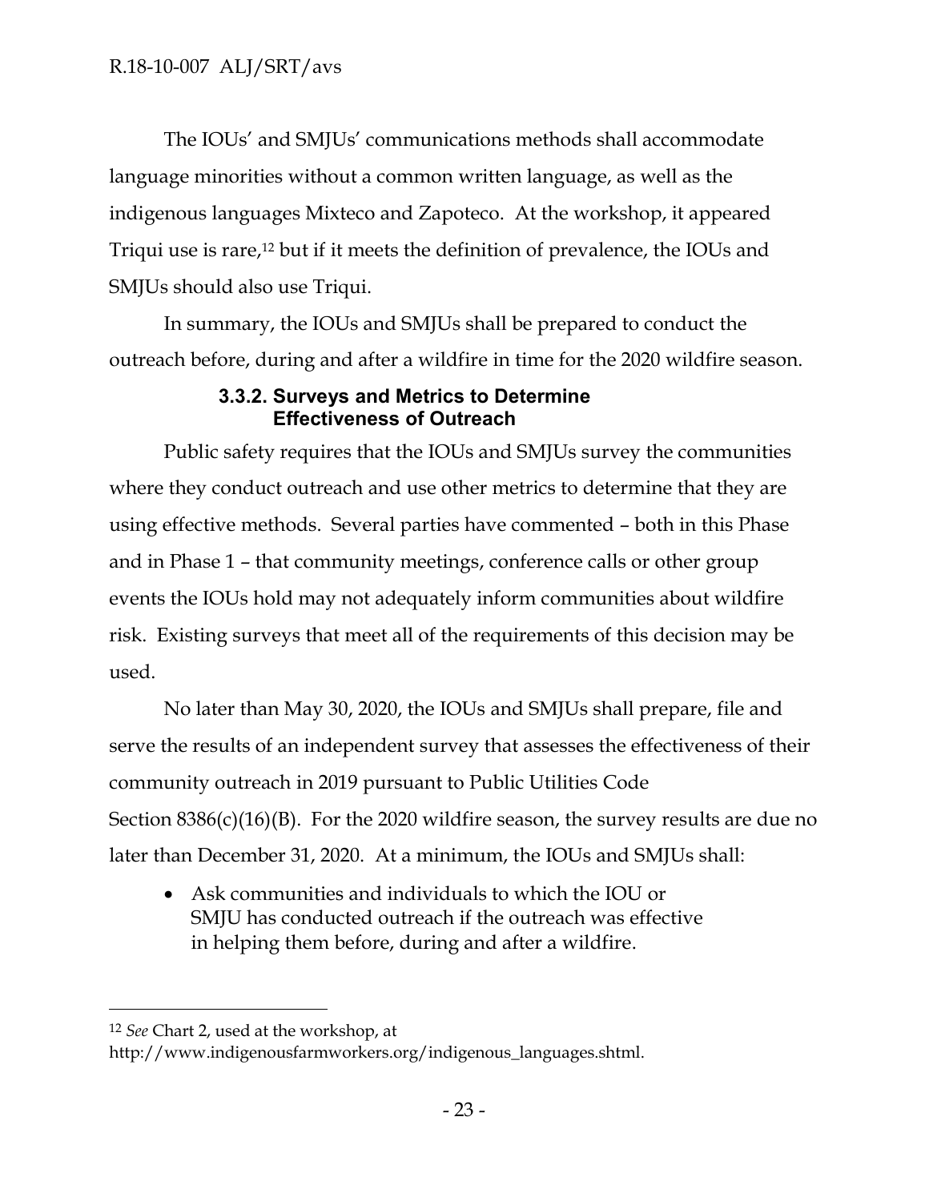The IOUs' and SMJUs' communications methods shall accommodate language minorities without a common written language, as well as the indigenous languages Mixteco and Zapoteco. At the workshop, it appeared Triqui use is rare,[12] but if it meets the definition of prevalence, the IOUs and SMJUs should also use Triqui.

In summary, the IOUs and SMJUs shall be prepared to conduct the outreach before, during and after a wildfire in time for the 2020 wildfire season.

#### 3.3.2. Surveys and Metrics to Determine Effectiveness of Outreach

Public safety requires that the IOUs and SMJUs survey the communities where they conduct outreach and use other metrics to determine that they are using effective methods. Several parties have commented – both in this Phase and in Phase 1 – that community meetings, conference calls or other group events the IOUs hold may not adequately inform communities about wildfire risk. Existing surveys that meet all of the requirements of this decision may be used.

No later than May 30, 2020, the IOUs and SMJUs shall prepare, file and serve the results of an independent survey that assesses the effectiveness of their community outreach in 2019 pursuant to Public Utilities Code Section 8386(c)(16)(B). For the 2020 wildfire season, the survey results are due no later than December 31, 2020. At a minimum, the IOUs and SMJUs shall:

- Ask communities and individuals to which the IOU or SMJU has conducted outreach if the outreach was effective in helping them before, during and after a wildfire.

---

[12] *See* Chart 2, used at the workshop, at http://www.indigenousfarmworkers.org/indigenous_languages.shtml.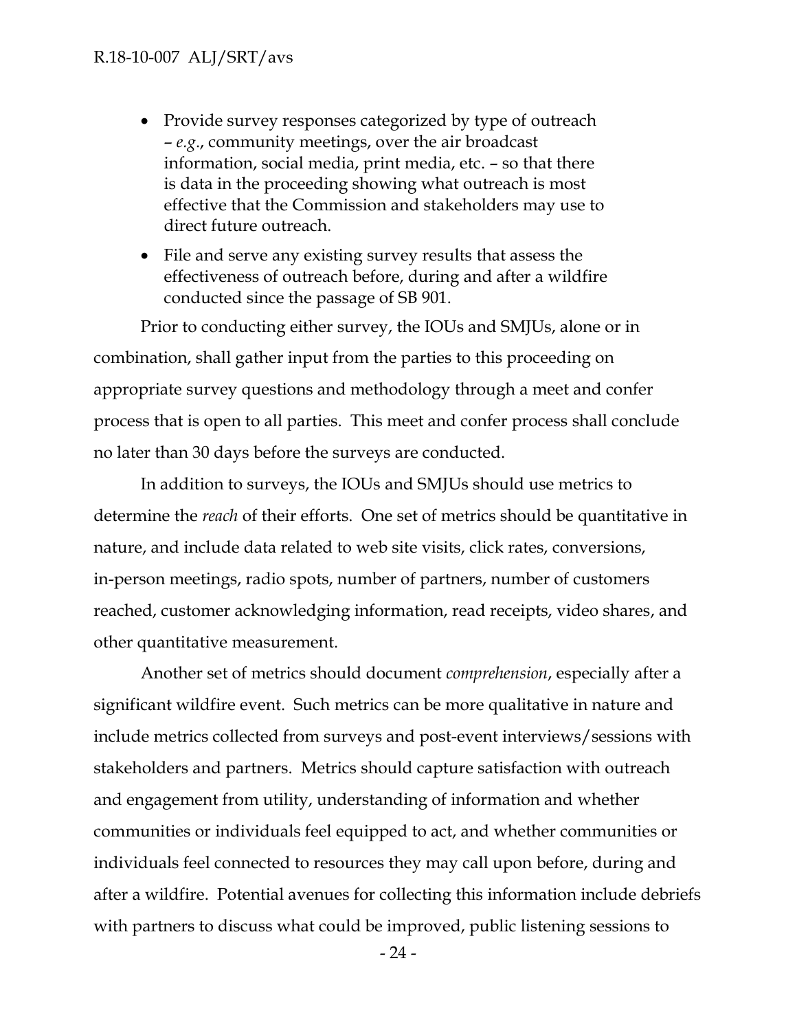- Provide survey responses categorized by type of outreach – *e.g.*, community meetings, over the air broadcast information, social media, print media, etc. – so that there is data in the proceeding showing what outreach is most effective that the Commission and stakeholders may use to direct future outreach.
- File and serve any existing survey results that assess the effectiveness of outreach before, during and after a wildfire conducted since the passage of SB 901.

Prior to conducting either survey, the IOUs and SMJUs, alone or in combination, shall gather input from the parties to this proceeding on appropriate survey questions and methodology through a meet and confer process that is open to all parties. This meet and confer process shall conclude no later than 30 days before the surveys are conducted.

In addition to surveys, the IOUs and SMJUs should use metrics to determine the *reach* of their efforts. One set of metrics should be quantitative in nature, and include data related to web site visits, click rates, conversions, in-person meetings, radio spots, number of partners, number of customers reached, customer acknowledging information, read receipts, video shares, and other quantitative measurement.

Another set of metrics should document *comprehension*, especially after a significant wildfire event. Such metrics can be more qualitative in nature and include metrics collected from surveys and post-event interviews/sessions with stakeholders and partners. Metrics should capture satisfaction with outreach and engagement from utility, understanding of information and whether communities or individuals feel equipped to act, and whether communities or individuals feel connected to resources they may call upon before, during and after a wildfire. Potential avenues for collecting this information include debriefs with partners to discuss what could be improved, public listening sessions to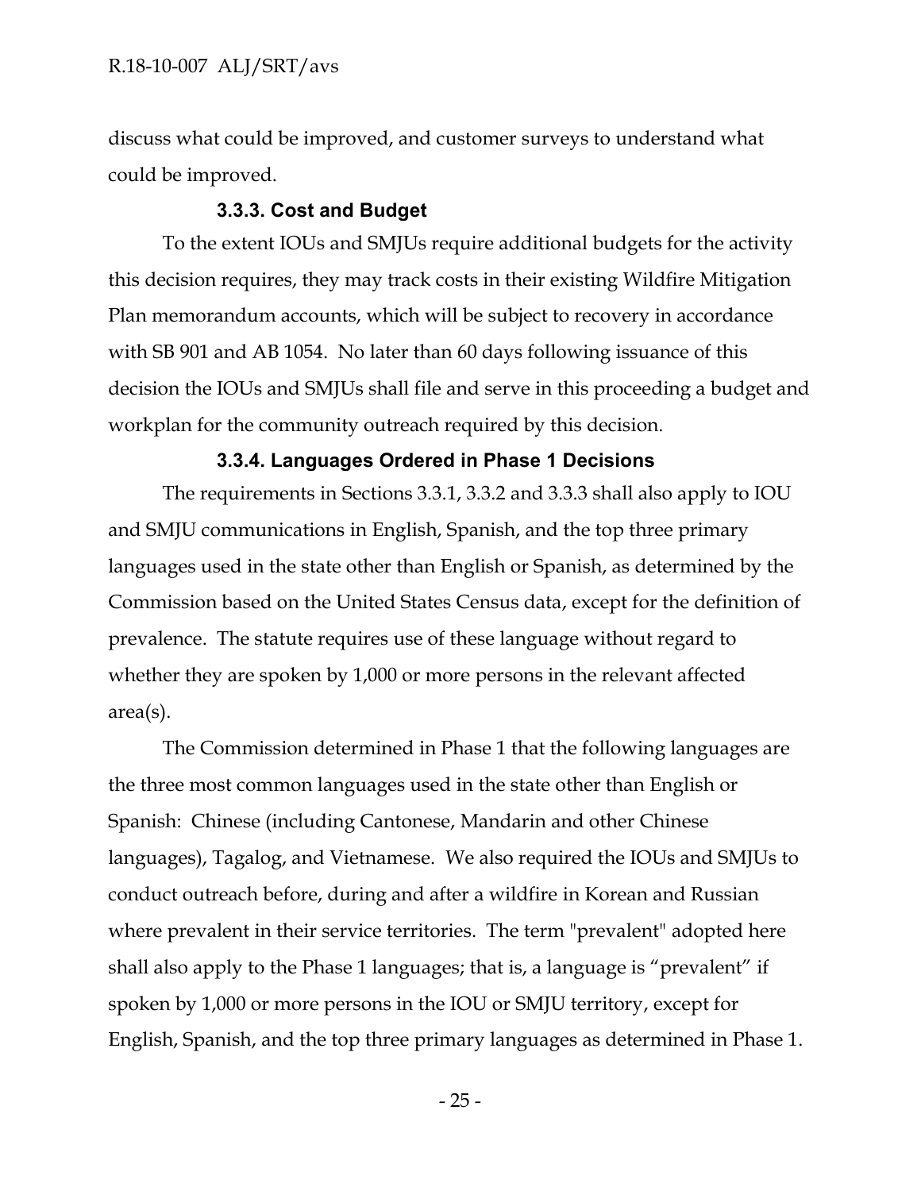discuss what could be improved, and customer surveys to understand what could be improved.

### 3.3.3. Cost and Budget

To the extent IOUs and SMJUs require additional budgets for the activity this decision requires, they may track costs in their existing Wildfire Mitigation Plan memorandum accounts, which will be subject to recovery in accordance with SB 901 and AB 1054. No later than 60 days following issuance of this decision the IOUs and SMJUs shall file and serve in this proceeding a budget and workplan for the community outreach required by this decision.

### 3.3.4. Languages Ordered in Phase 1 Decisions

The requirements in Sections 3.3.1, 3.3.2 and 3.3.3 shall also apply to IOU and SMJU communications in English, Spanish, and the top three primary languages used in the state other than English or Spanish, as determined by the Commission based on the United States Census data, except for the definition of prevalence. The statute requires use of these language without regard to whether they are spoken by 1,000 or more persons in the relevant affected area(s).

The Commission determined in Phase 1 that the following languages are the three most common languages used in the state other than English or Spanish: Chinese (including Cantonese, Mandarin and other Chinese languages), Tagalog, and Vietnamese. We also required the IOUs and SMJUs to conduct outreach before, during and after a wildfire in Korean and Russian where prevalent in their service territories. The term "prevalent" adopted here shall also apply to the Phase 1 languages; that is, a language is "prevalent" if spoken by 1,000 or more persons in the IOU or SMJU territory, except for English, Spanish, and the top three primary languages as determined in Phase 1.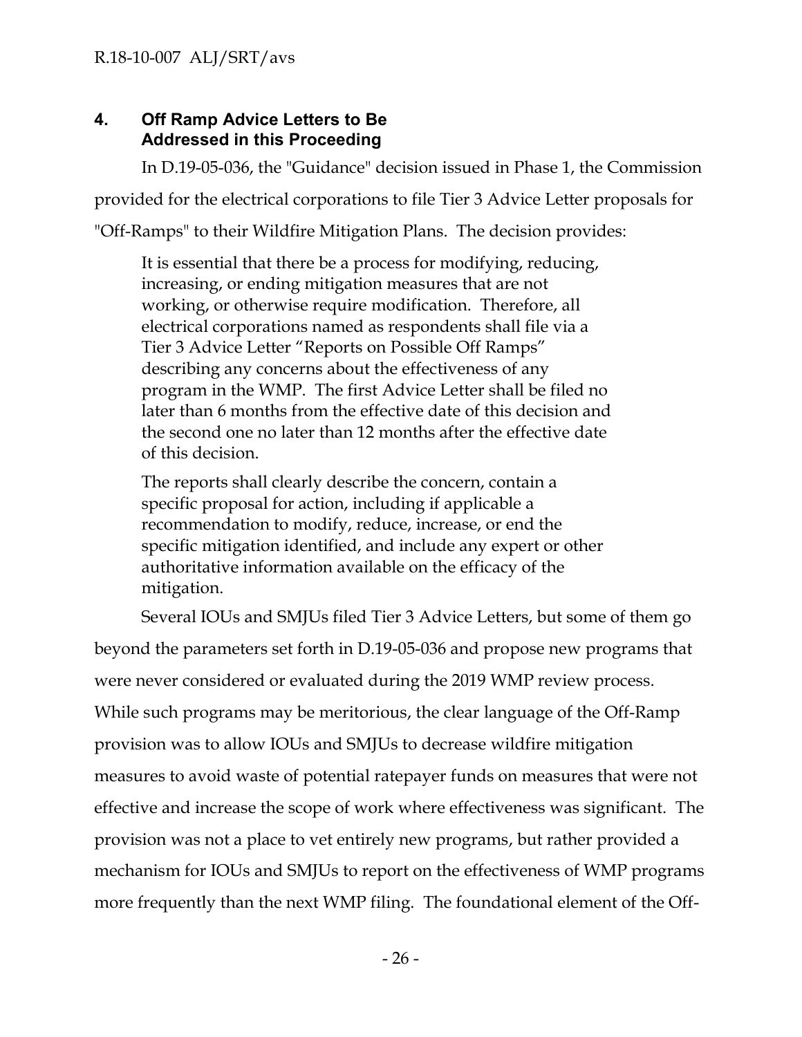## 4. Off Ramp Advice Letters to Be Addressed in this Proceeding

In D.19-05-036, the "Guidance" decision issued in Phase 1, the Commission provided for the electrical corporations to file Tier 3 Advice Letter proposals for "Off-Ramps" to their Wildfire Mitigation Plans. The decision provides:

> It is essential that there be a process for modifying, reducing, increasing, or ending mitigation measures that are not working, or otherwise require modification. Therefore, all electrical corporations named as respondents shall file via a Tier 3 Advice Letter "Reports on Possible Off Ramps" describing any concerns about the effectiveness of any program in the WMP. The first Advice Letter shall be filed no later than 6 months from the effective date of this decision and the second one no later than 12 months after the effective date of this decision.
>
> The reports shall clearly describe the concern, contain a specific proposal for action, including if applicable a recommendation to modify, reduce, increase, or end the specific mitigation identified, and include any expert or other authoritative information available on the efficacy of the mitigation.

Several IOUs and SMJUs filed Tier 3 Advice Letters, but some of them go beyond the parameters set forth in D.19-05-036 and propose new programs that were never considered or evaluated during the 2019 WMP review process. While such programs may be meritorious, the clear language of the Off-Ramp provision was to allow IOUs and SMJUs to decrease wildfire mitigation measures to avoid waste of potential ratepayer funds on measures that were not effective and increase the scope of work where effectiveness was significant. The provision was not a place to vet entirely new programs, but rather provided a mechanism for IOUs and SMJUs to report on the effectiveness of WMP programs more frequently than the next WMP filing. The foundational element of the Off-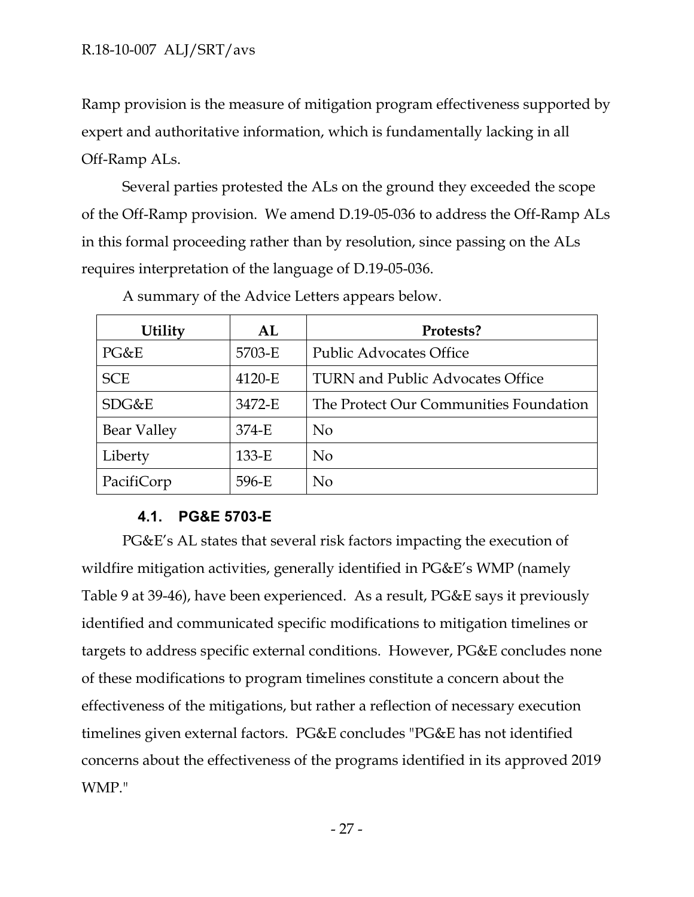Ramp provision is the measure of mitigation program effectiveness supported by expert and authoritative information, which is fundamentally lacking in all Off-Ramp ALs.

Several parties protested the ALs on the ground they exceeded the scope of the Off-Ramp provision. We amend D.19-05-036 to address the Off-Ramp ALs in this formal proceeding rather than by resolution, since passing on the ALs requires interpretation of the language of D.19-05-036.

A summary of the Advice Letters appears below.

| Utility | AL | Protests? |
|---|---|---|
| PG&E | 5703-E | Public Advocates Office |
| SCE | 4120-E | TURN and Public Advocates Office |
| SDG&E | 3472-E | The Protect Our Communities Foundation |
| Bear Valley | 374-E | No |
| Liberty | 133-E | No |
| PacifiCorp | 596-E | No |

### 4.1. PG&E 5703-E

PG&E's AL states that several risk factors impacting the execution of wildfire mitigation activities, generally identified in PG&E's WMP (namely Table 9 at 39-46), have been experienced. As a result, PG&E says it previously identified and communicated specific modifications to mitigation timelines or targets to address specific external conditions. However, PG&E concludes none of these modifications to program timelines constitute a concern about the effectiveness of the mitigations, but rather a reflection of necessary execution timelines given external factors. PG&E concludes "PG&E has not identified concerns about the effectiveness of the programs identified in its approved 2019 WMP."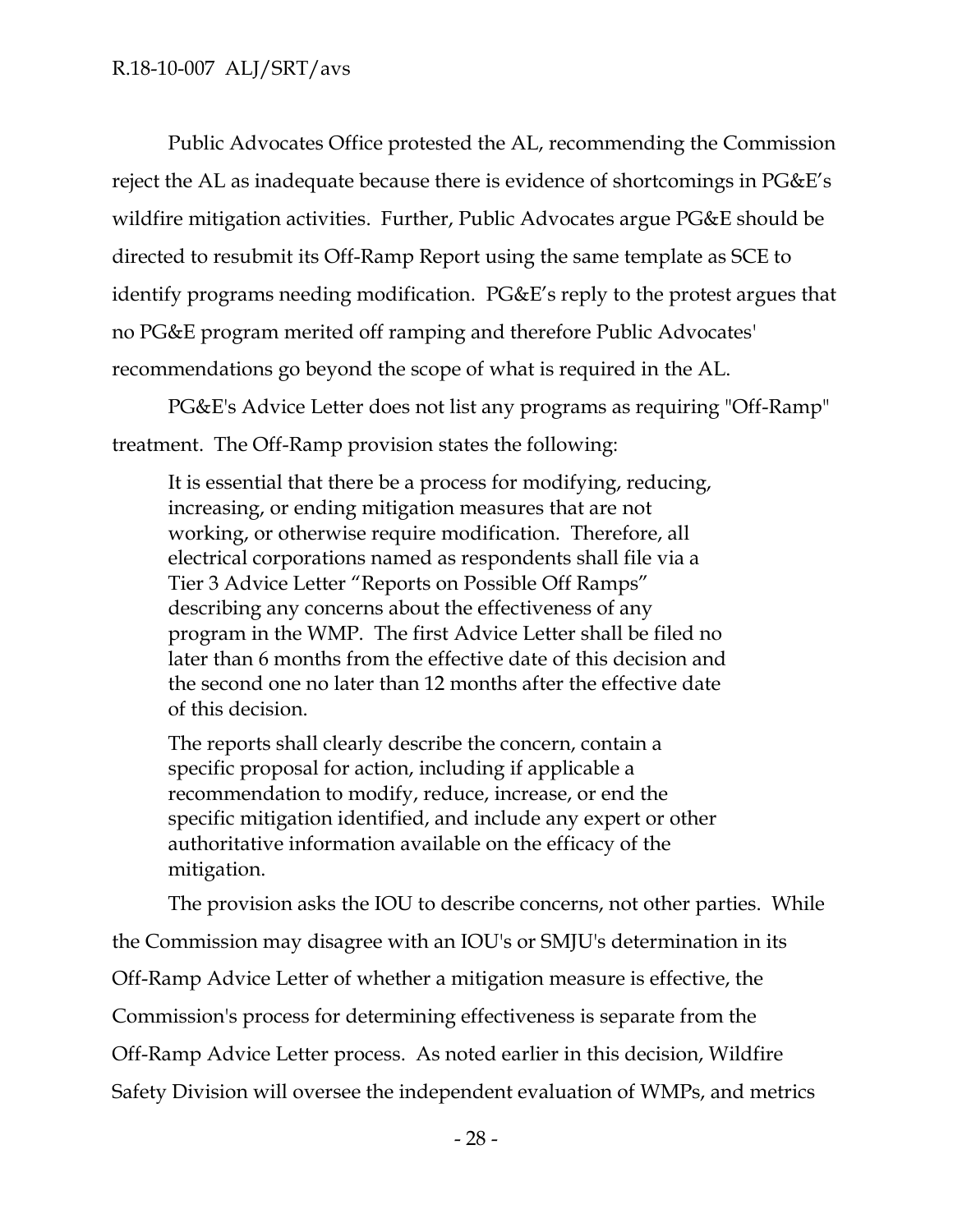Public Advocates Office protested the AL, recommending the Commission reject the AL as inadequate because there is evidence of shortcomings in PG&E's wildfire mitigation activities. Further, Public Advocates argue PG&E should be directed to resubmit its Off-Ramp Report using the same template as SCE to identify programs needing modification. PG&E's reply to the protest argues that no PG&E program merited off ramping and therefore Public Advocates' recommendations go beyond the scope of what is required in the AL.

PG&E's Advice Letter does not list any programs as requiring "Off-Ramp" treatment. The Off-Ramp provision states the following:

> It is essential that there be a process for modifying, reducing, increasing, or ending mitigation measures that are not working, or otherwise require modification. Therefore, all electrical corporations named as respondents shall file via a Tier 3 Advice Letter "Reports on Possible Off Ramps" describing any concerns about the effectiveness of any program in the WMP. The first Advice Letter shall be filed no later than 6 months from the effective date of this decision and the second one no later than 12 months after the effective date of this decision.
>
> The reports shall clearly describe the concern, contain a specific proposal for action, including if applicable a recommendation to modify, reduce, increase, or end the specific mitigation identified, and include any expert or other authoritative information available on the efficacy of the mitigation.

The provision asks the IOU to describe concerns, not other parties. While the Commission may disagree with an IOU's or SMJU's determination in its Off-Ramp Advice Letter of whether a mitigation measure is effective, the Commission's process for determining effectiveness is separate from the Off-Ramp Advice Letter process. As noted earlier in this decision, Wildfire Safety Division will oversee the independent evaluation of WMPs, and metrics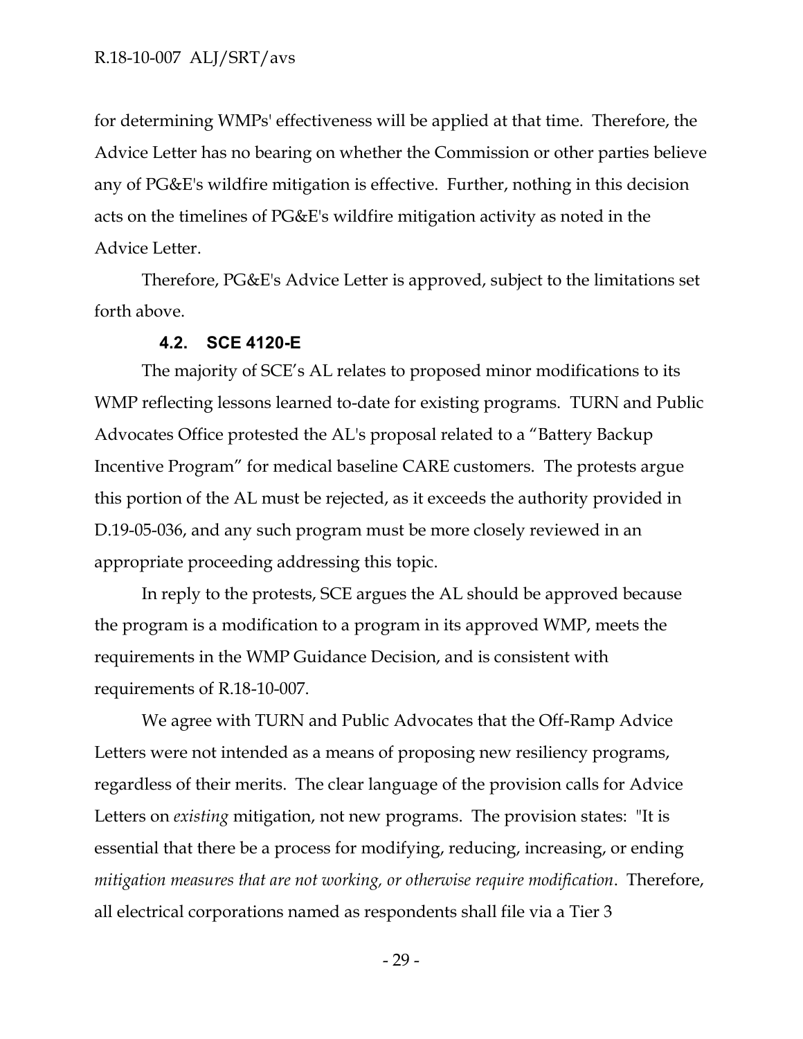for determining WMPs' effectiveness will be applied at that time. Therefore, the Advice Letter has no bearing on whether the Commission or other parties believe any of PG&E's wildfire mitigation is effective. Further, nothing in this decision acts on the timelines of PG&E's wildfire mitigation activity as noted in the Advice Letter.

Therefore, PG&E's Advice Letter is approved, subject to the limitations set forth above.

### 4.2. SCE 4120-E

The majority of SCE's AL relates to proposed minor modifications to its WMP reflecting lessons learned to-date for existing programs. TURN and Public Advocates Office protested the AL's proposal related to a "Battery Backup Incentive Program" for medical baseline CARE customers. The protests argue this portion of the AL must be rejected, as it exceeds the authority provided in D.19-05-036, and any such program must be more closely reviewed in an appropriate proceeding addressing this topic.

In reply to the protests, SCE argues the AL should be approved because the program is a modification to a program in its approved WMP, meets the requirements in the WMP Guidance Decision, and is consistent with requirements of R.18-10-007.

We agree with TURN and Public Advocates that the Off-Ramp Advice Letters were not intended as a means of proposing new resiliency programs, regardless of their merits. The clear language of the provision calls for Advice Letters on *existing* mitigation, not new programs. The provision states: "It is essential that there be a process for modifying, reducing, increasing, or ending *mitigation measures that are not working, or otherwise require modification*. Therefore, all electrical corporations named as respondents shall file via a Tier 3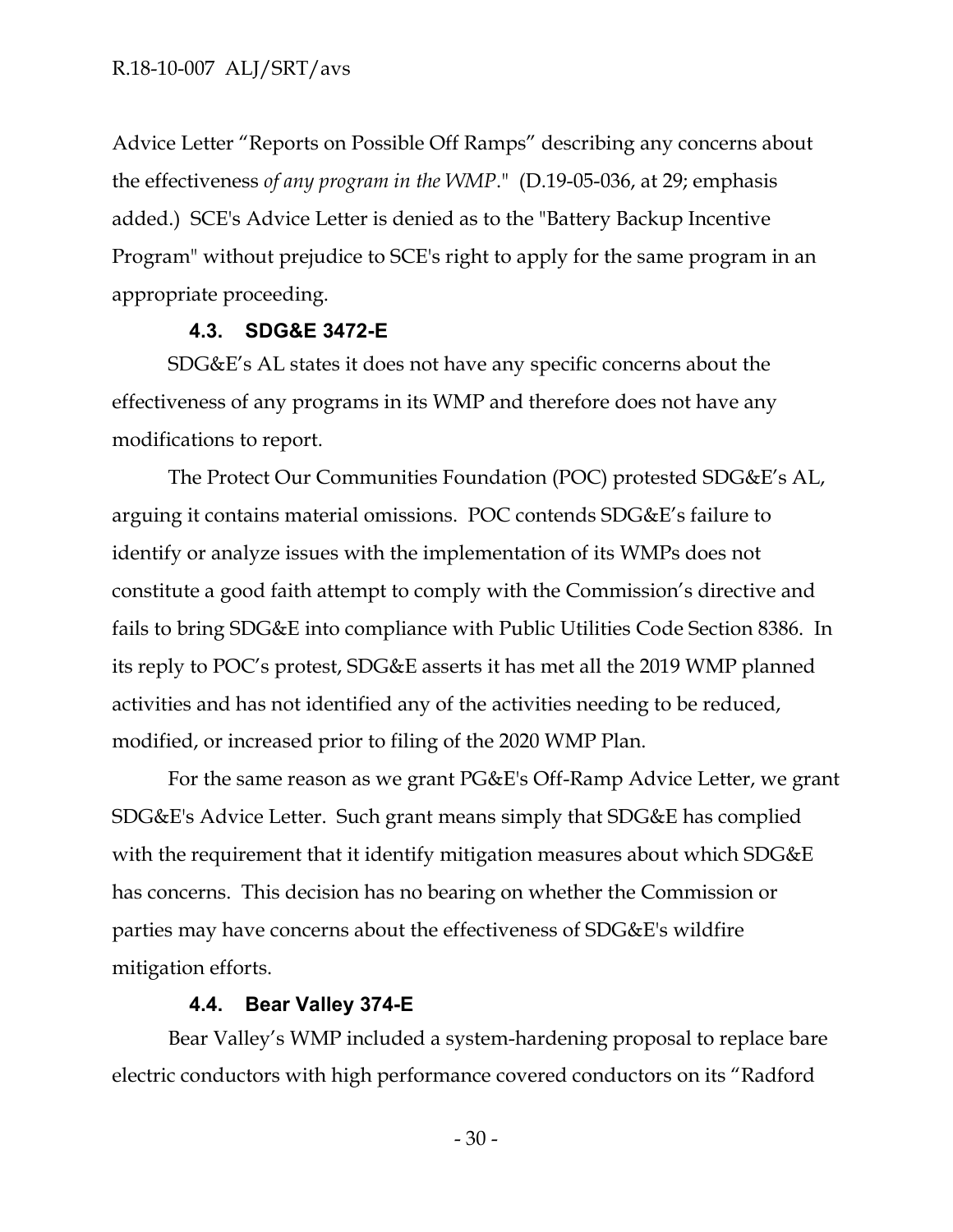Advice Letter "Reports on Possible Off Ramps" describing any concerns about the effectiveness *of any program in the WMP*." (D.19-05-036, at 29; emphasis added.) SCE's Advice Letter is denied as to the "Battery Backup Incentive Program" without prejudice to SCE's right to apply for the same program in an appropriate proceeding.

### 4.3. SDG&E 3472-E

SDG&E's AL states it does not have any specific concerns about the effectiveness of any programs in its WMP and therefore does not have any modifications to report.

The Protect Our Communities Foundation (POC) protested SDG&E's AL, arguing it contains material omissions. POC contends SDG&E's failure to identify or analyze issues with the implementation of its WMPs does not constitute a good faith attempt to comply with the Commission's directive and fails to bring SDG&E into compliance with Public Utilities Code Section 8386. In its reply to POC's protest, SDG&E asserts it has met all the 2019 WMP planned activities and has not identified any of the activities needing to be reduced, modified, or increased prior to filing of the 2020 WMP Plan.

For the same reason as we grant PG&E's Off-Ramp Advice Letter, we grant SDG&E's Advice Letter. Such grant means simply that SDG&E has complied with the requirement that it identify mitigation measures about which SDG&E has concerns. This decision has no bearing on whether the Commission or parties may have concerns about the effectiveness of SDG&E's wildfire mitigation efforts.

### 4.4. Bear Valley 374-E

Bear Valley's WMP included a system-hardening proposal to replace bare electric conductors with high performance covered conductors on its "Radford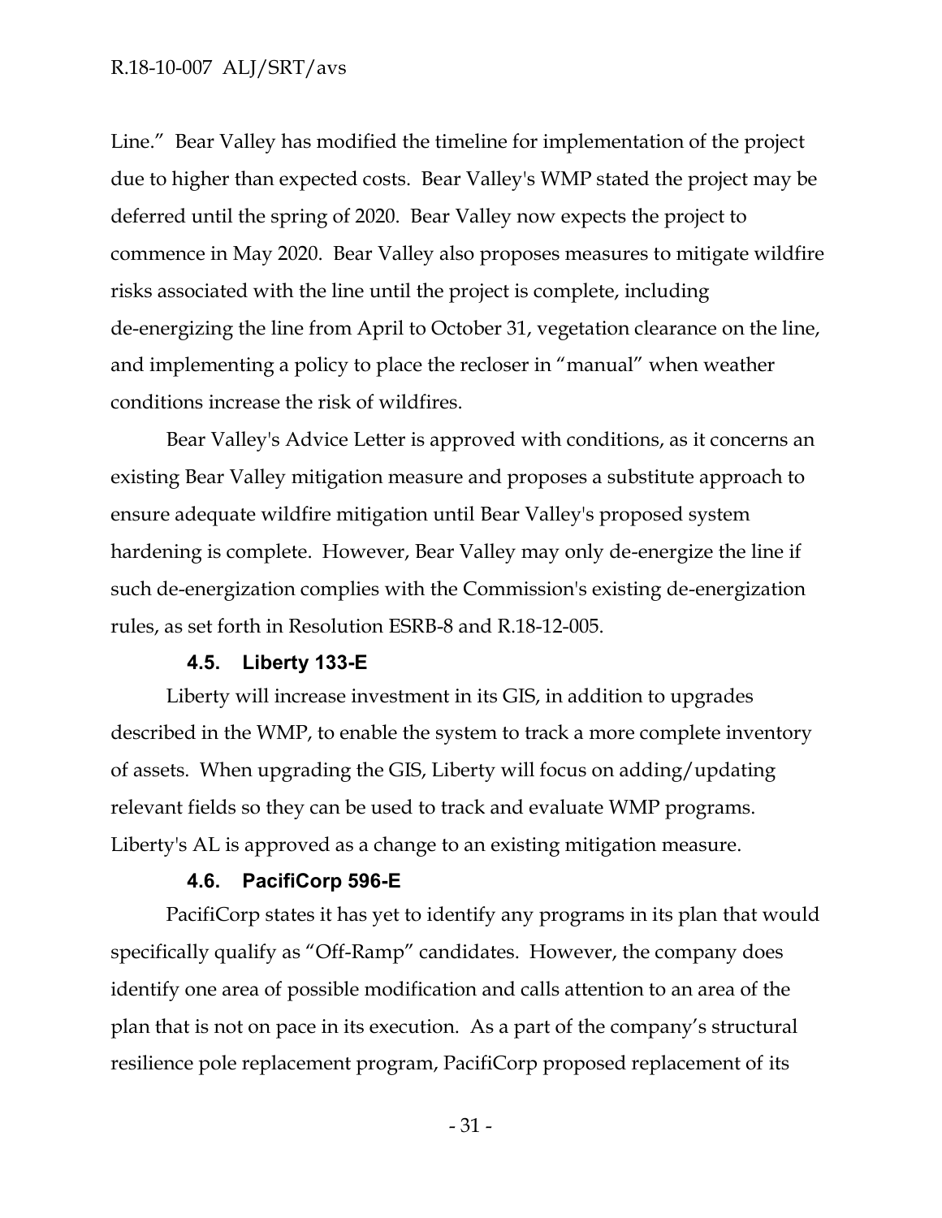Line." Bear Valley has modified the timeline for implementation of the project due to higher than expected costs. Bear Valley's WMP stated the project may be deferred until the spring of 2020. Bear Valley now expects the project to commence in May 2020. Bear Valley also proposes measures to mitigate wildfire risks associated with the line until the project is complete, including de-energizing the line from April to October 31, vegetation clearance on the line, and implementing a policy to place the recloser in "manual" when weather conditions increase the risk of wildfires.

Bear Valley's Advice Letter is approved with conditions, as it concerns an existing Bear Valley mitigation measure and proposes a substitute approach to ensure adequate wildfire mitigation until Bear Valley's proposed system hardening is complete. However, Bear Valley may only de-energize the line if such de-energization complies with the Commission's existing de-energization rules, as set forth in Resolution ESRB-8 and R.18-12-005.

### 4.5. Liberty 133-E

Liberty will increase investment in its GIS, in addition to upgrades described in the WMP, to enable the system to track a more complete inventory of assets. When upgrading the GIS, Liberty will focus on adding/updating relevant fields so they can be used to track and evaluate WMP programs. Liberty's AL is approved as a change to an existing mitigation measure.

### 4.6. PacifiCorp 596-E

PacifiCorp states it has yet to identify any programs in its plan that would specifically qualify as "Off-Ramp" candidates. However, the company does identify one area of possible modification and calls attention to an area of the plan that is not on pace in its execution. As a part of the company's structural resilience pole replacement program, PacifiCorp proposed replacement of its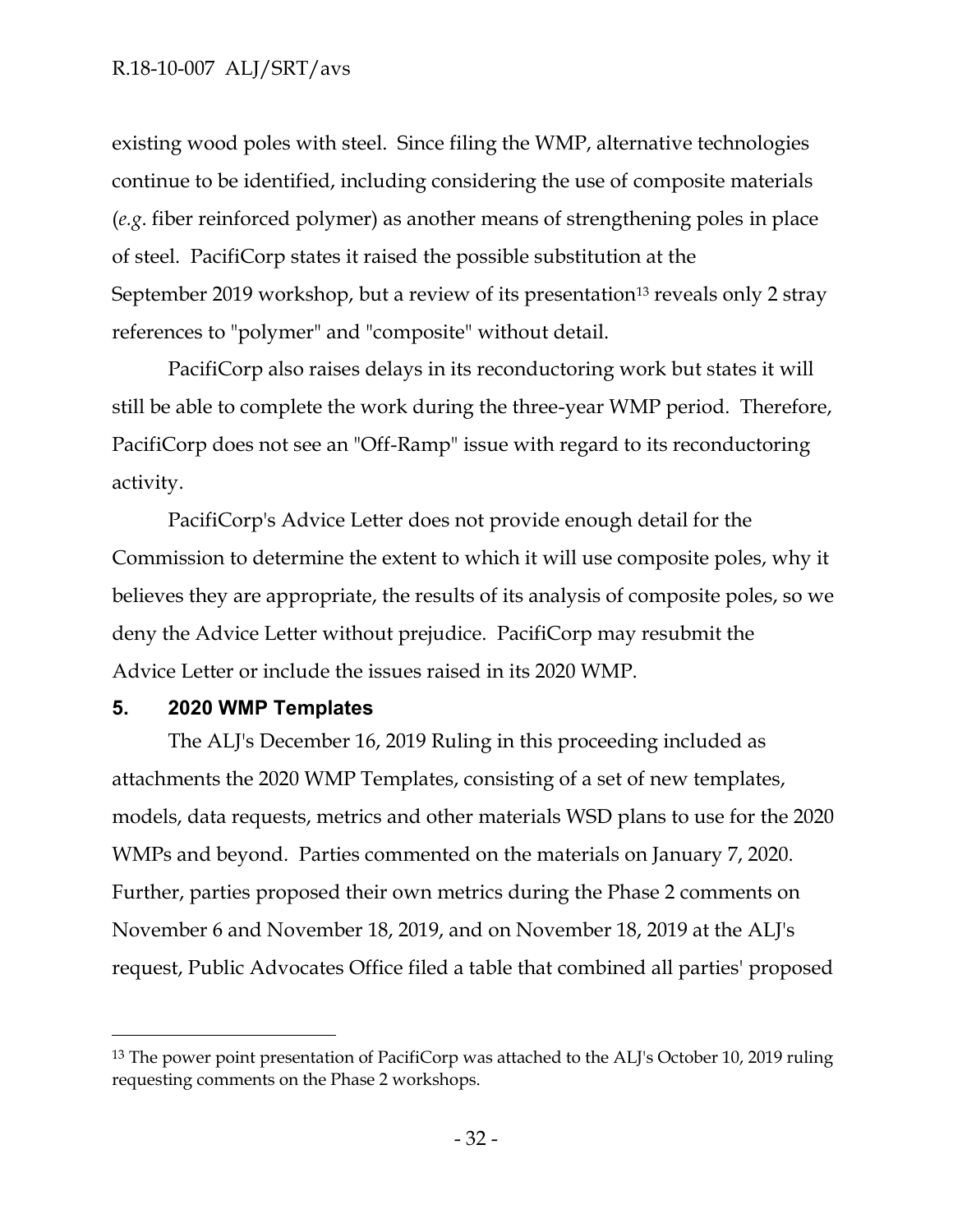existing wood poles with steel. Since filing the WMP, alternative technologies continue to be identified, including considering the use of composite materials (*e.g*. fiber reinforced polymer) as another means of strengthening poles in place of steel. PacifiCorp states it raised the possible substitution at the September 2019 workshop, but a review of its presentation[13] reveals only 2 stray references to "polymer" and "composite" without detail.

PacifiCorp also raises delays in its reconductoring work but states it will still be able to complete the work during the three-year WMP period. Therefore, PacifiCorp does not see an "Off-Ramp" issue with regard to its reconductoring activity.

PacifiCorp's Advice Letter does not provide enough detail for the Commission to determine the extent to which it will use composite poles, why it believes they are appropriate, the results of its analysis of composite poles, so we deny the Advice Letter without prejudice. PacifiCorp may resubmit the Advice Letter or include the issues raised in its 2020 WMP.

## 5. 2020 WMP Templates

The ALJ's December 16, 2019 Ruling in this proceeding included as attachments the 2020 WMP Templates, consisting of a set of new templates, models, data requests, metrics and other materials WSD plans to use for the 2020 WMPs and beyond. Parties commented on the materials on January 7, 2020. Further, parties proposed their own metrics during the Phase 2 comments on November 6 and November 18, 2019, and on November 18, 2019 at the ALJ's request, Public Advocates Office filed a table that combined all parties' proposed

---

[13] The power point presentation of PacifiCorp was attached to the ALJ's October 10, 2019 ruling requesting comments on the Phase 2 workshops.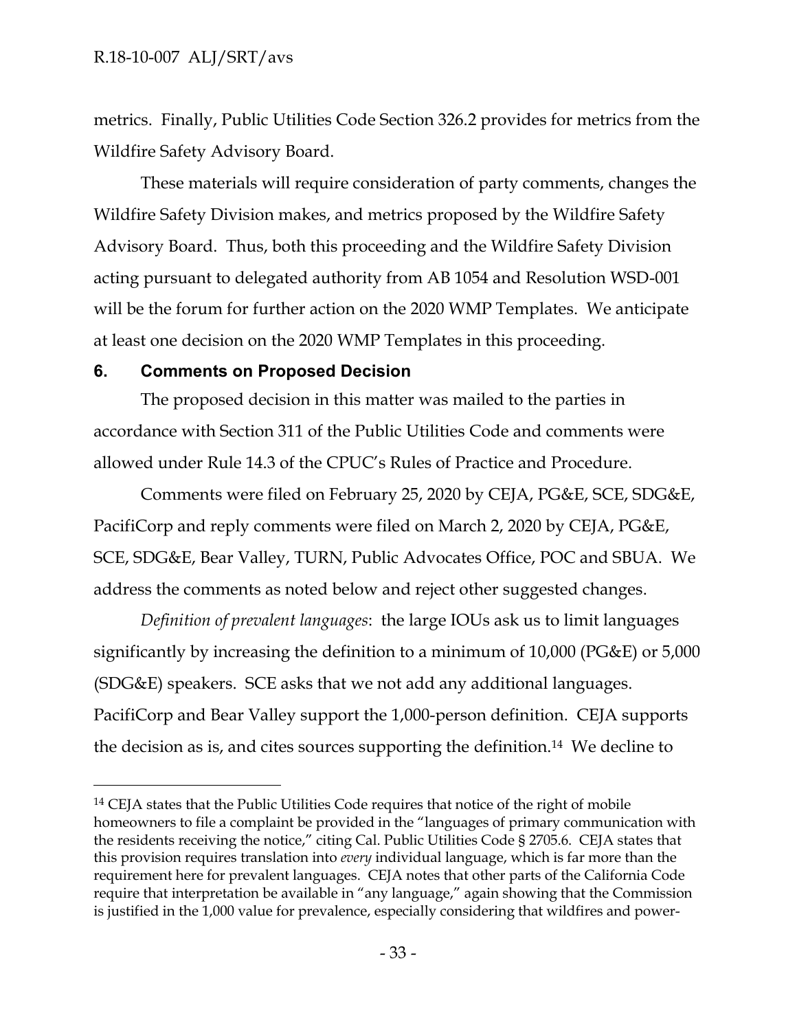metrics. Finally, Public Utilities Code Section 326.2 provides for metrics from the Wildfire Safety Advisory Board.

These materials will require consideration of party comments, changes the Wildfire Safety Division makes, and metrics proposed by the Wildfire Safety Advisory Board. Thus, both this proceeding and the Wildfire Safety Division acting pursuant to delegated authority from AB 1054 and Resolution WSD-001 will be the forum for further action on the 2020 WMP Templates. We anticipate at least one decision on the 2020 WMP Templates in this proceeding.

## 6. Comments on Proposed Decision

The proposed decision in this matter was mailed to the parties in accordance with Section 311 of the Public Utilities Code and comments were allowed under Rule 14.3 of the CPUC's Rules of Practice and Procedure.

Comments were filed on February 25, 2020 by CEJA, PG&E, SCE, SDG&E, PacifiCorp and reply comments were filed on March 2, 2020 by CEJA, PG&E, SCE, SDG&E, Bear Valley, TURN, Public Advocates Office, POC and SBUA. We address the comments as noted below and reject other suggested changes.

*Definition of prevalent languages*: the large IOUs ask us to limit languages significantly by increasing the definition to a minimum of 10,000 (PG&E) or 5,000 (SDG&E) speakers. SCE asks that we not add any additional languages. PacifiCorp and Bear Valley support the 1,000-person definition. CEJA supports the decision as is, and cites sources supporting the definition.[14] We decline to

[14] CEJA states that the Public Utilities Code requires that notice of the right of mobile homeowners to file a complaint be provided in the "languages of primary communication with the residents receiving the notice," citing Cal. Public Utilities Code § 2705.6. CEJA states that this provision requires translation into *every* individual language, which is far more than the requirement here for prevalent languages. CEJA notes that other parts of the California Code require that interpretation be available in "any language," again showing that the Commission is justified in the 1,000 value for prevalence, especially considering that wildfires and power-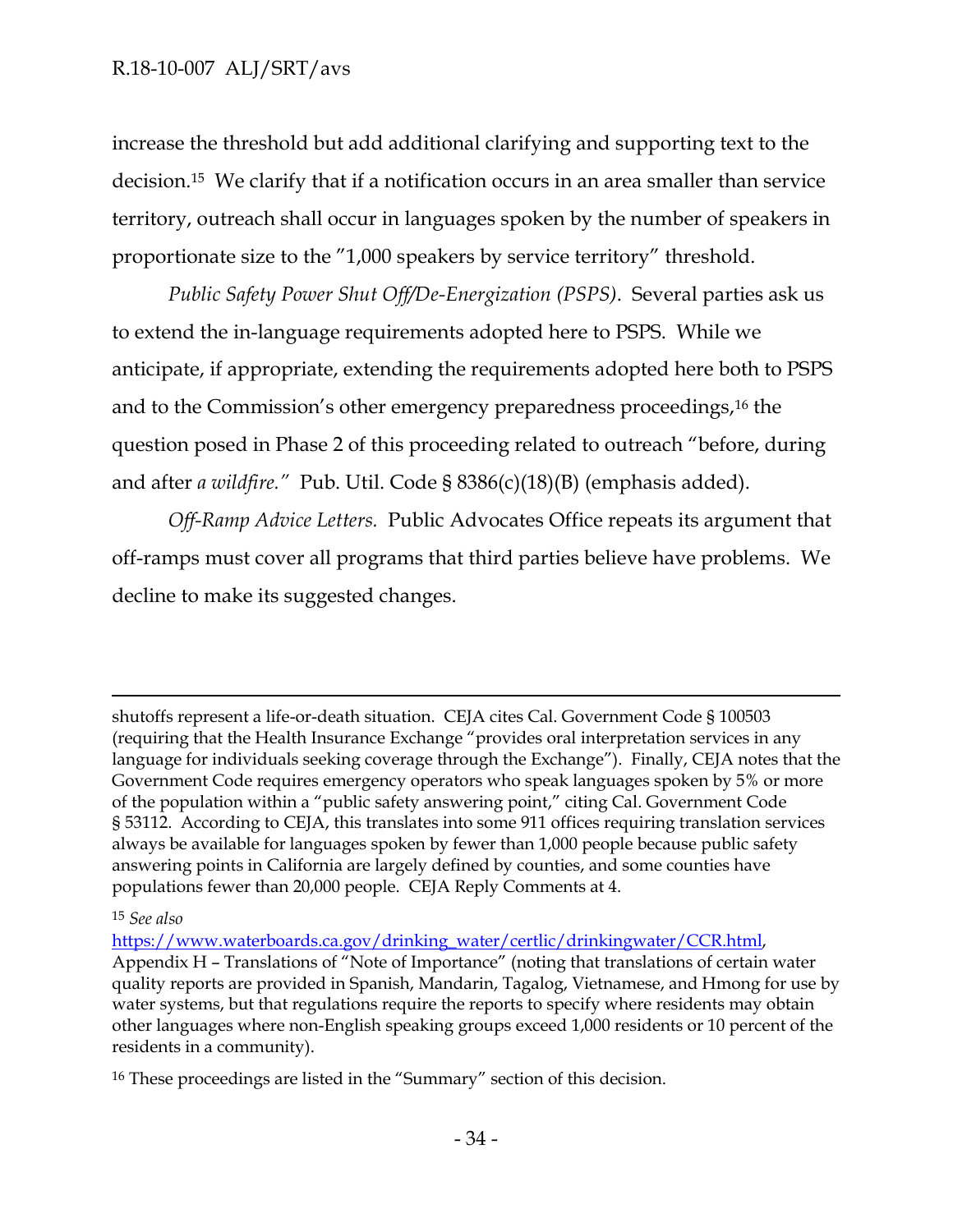increase the threshold but add additional clarifying and supporting text to the decision.[15] We clarify that if a notification occurs in an area smaller than service territory, outreach shall occur in languages spoken by the number of speakers in proportionate size to the "1,000 speakers by service territory" threshold.

*Public Safety Power Shut Off/De-Energization (PSPS)*. Several parties ask us to extend the in-language requirements adopted here to PSPS. While we anticipate, if appropriate, extending the requirements adopted here both to PSPS and to the Commission's other emergency preparedness proceedings,[16] the question posed in Phase 2 of this proceeding related to outreach "before, during and after *a wildfire.*" Pub. Util. Code § 8386(c)(18)(B) (emphasis added).

*Off-Ramp Advice Letters.* Public Advocates Office repeats its argument that off-ramps must cover all programs that third parties believe have problems. We decline to make its suggested changes.

---

shutoffs represent a life-or-death situation. CEJA cites Cal. Government Code § 100503 (requiring that the Health Insurance Exchange "provides oral interpretation services in any language for individuals seeking coverage through the Exchange"). Finally, CEJA notes that the Government Code requires emergency operators who speak languages spoken by 5% or more of the population within a "public safety answering point," citing Cal. Government Code § 53112. According to CEJA, this translates into some 911 offices requiring translation services always be available for languages spoken by fewer than 1,000 people because public safety answering points in California are largely defined by counties, and some counties have populations fewer than 20,000 people. CEJA Reply Comments at 4.

[15] *See also* https://www.waterboards.ca.gov/drinking_water/certlic/drinkingwater/CCR.html, Appendix H – Translations of "Note of Importance" (noting that translations of certain water quality reports are provided in Spanish, Mandarin, Tagalog, Vietnamese, and Hmong for use by water systems, but that regulations require the reports to specify where residents may obtain other languages where non-English speaking groups exceed 1,000 residents or 10 percent of the residents in a community).

[16] These proceedings are listed in the "Summary" section of this decision.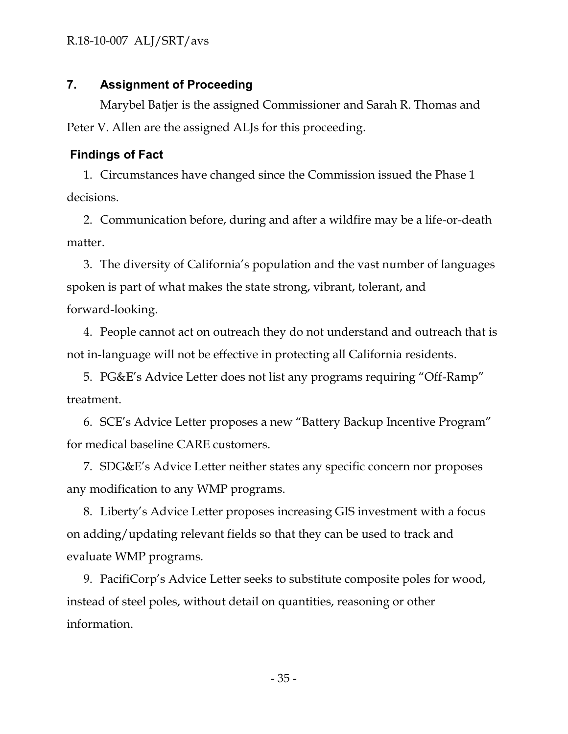## 7. Assignment of Proceeding

Marybel Batjer is the assigned Commissioner and Sarah R. Thomas and Peter V. Allen are the assigned ALJs for this proceeding.

### Findings of Fact

1. Circumstances have changed since the Commission issued the Phase 1 decisions.
2. Communication before, during and after a wildfire may be a life-or-death matter.
3. The diversity of California's population and the vast number of languages spoken is part of what makes the state strong, vibrant, tolerant, and forward-looking.
4. People cannot act on outreach they do not understand and outreach that is not in-language will not be effective in protecting all California residents.
5. PG&E's Advice Letter does not list any programs requiring "Off-Ramp" treatment.
6. SCE's Advice Letter proposes a new "Battery Backup Incentive Program" for medical baseline CARE customers.
7. SDG&E's Advice Letter neither states any specific concern nor proposes any modification to any WMP programs.
8. Liberty's Advice Letter proposes increasing GIS investment with a focus on adding/updating relevant fields so that they can be used to track and evaluate WMP programs.
9. PacifiCorp's Advice Letter seeks to substitute composite poles for wood, instead of steel poles, without detail on quantities, reasoning or other information.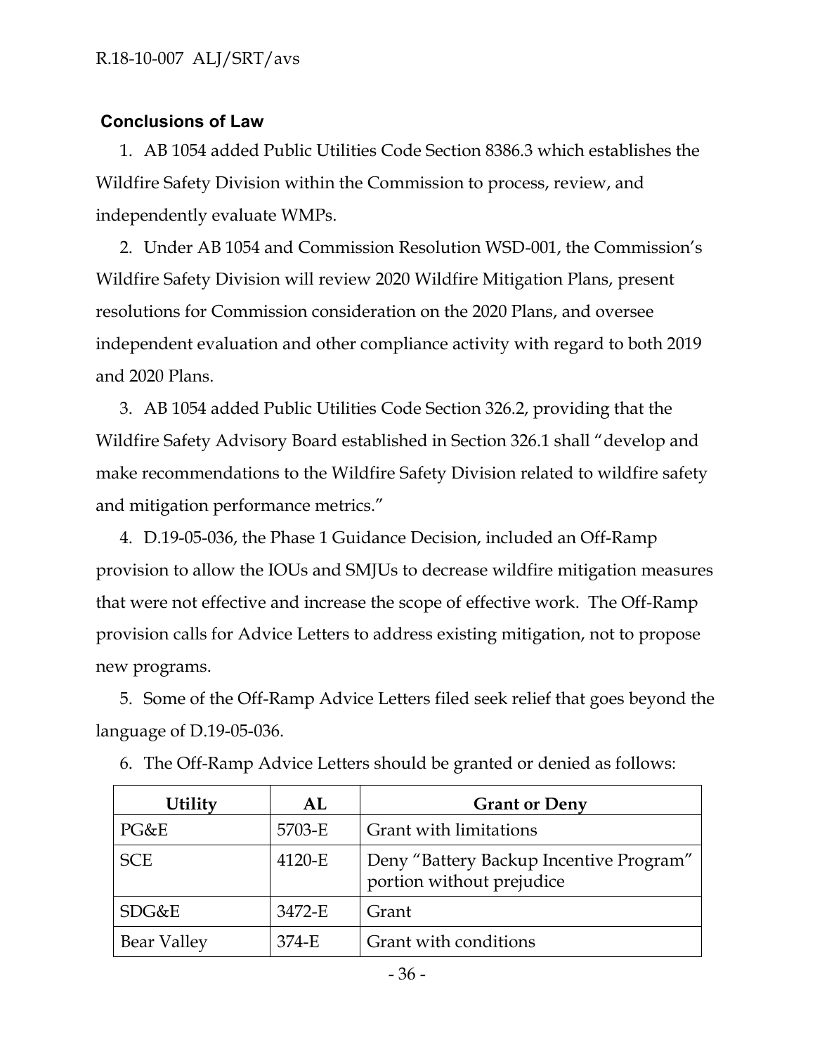## Conclusions of Law

1. AB 1054 added Public Utilities Code Section 8386.3 which establishes the Wildfire Safety Division within the Commission to process, review, and independently evaluate WMPs.

2. Under AB 1054 and Commission Resolution WSD-001, the Commission's Wildfire Safety Division will review 2020 Wildfire Mitigation Plans, present resolutions for Commission consideration on the 2020 Plans, and oversee independent evaluation and other compliance activity with regard to both 2019 and 2020 Plans.

3. AB 1054 added Public Utilities Code Section 326.2, providing that the Wildfire Safety Advisory Board established in Section 326.1 shall "develop and make recommendations to the Wildfire Safety Division related to wildfire safety and mitigation performance metrics."

4. D.19-05-036, the Phase 1 Guidance Decision, included an Off-Ramp provision to allow the IOUs and SMJUs to decrease wildfire mitigation measures that were not effective and increase the scope of effective work. The Off-Ramp provision calls for Advice Letters to address existing mitigation, not to propose new programs.

5. Some of the Off-Ramp Advice Letters filed seek relief that goes beyond the language of D.19-05-036.

6. The Off-Ramp Advice Letters should be granted or denied as follows:

| Utility | AL | Grant or Deny |
|---|---|---|
| PG&E | 5703-E | Grant with limitations |
| SCE | 4120-E | Deny "Battery Backup Incentive Program" portion without prejudice |
| SDG&E | 3472-E | Grant |
| Bear Valley | 374-E | Grant with conditions |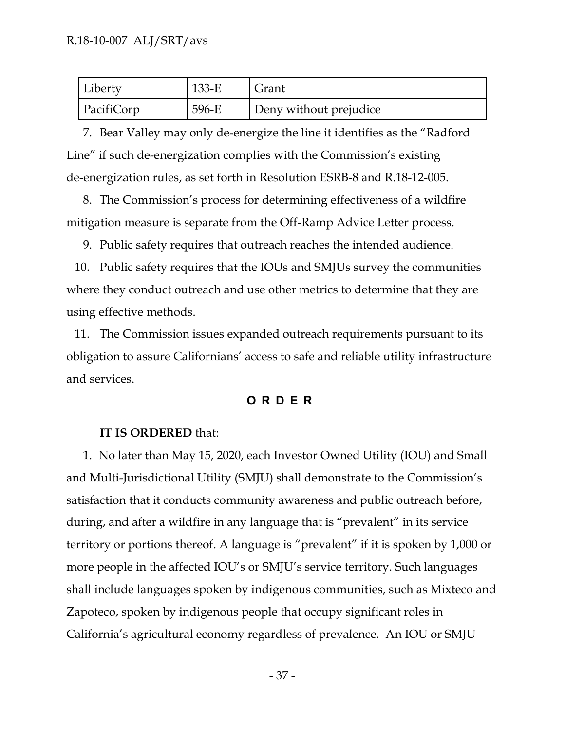| Liberty | 133-E | Grant |
|---|---|---|
| PacifiCorp | 596-E | Deny without prejudice |

7. Bear Valley may only de-energize the line it identifies as the "Radford Line" if such de-energization complies with the Commission's existing de-energization rules, as set forth in Resolution ESRB-8 and R.18-12-005.

8. The Commission's process for determining effectiveness of a wildfire mitigation measure is separate from the Off-Ramp Advice Letter process.

9. Public safety requires that outreach reaches the intended audience.

10. Public safety requires that the IOUs and SMJUs survey the communities where they conduct outreach and use other metrics to determine that they are using effective methods.

11. The Commission issues expanded outreach requirements pursuant to its obligation to assure Californians' access to safe and reliable utility infrastructure and services.

## ORDER

**IT IS ORDERED** that:

1. No later than May 15, 2020, each Investor Owned Utility (IOU) and Small and Multi-Jurisdictional Utility (SMJU) shall demonstrate to the Commission's satisfaction that it conducts community awareness and public outreach before, during, and after a wildfire in any language that is "prevalent" in its service territory or portions thereof. A language is "prevalent" if it is spoken by 1,000 or more people in the affected IOU's or SMJU's service territory. Such languages shall include languages spoken by indigenous communities, such as Mixteco and Zapoteco, spoken by indigenous people that occupy significant roles in California's agricultural economy regardless of prevalence. An IOU or SMJU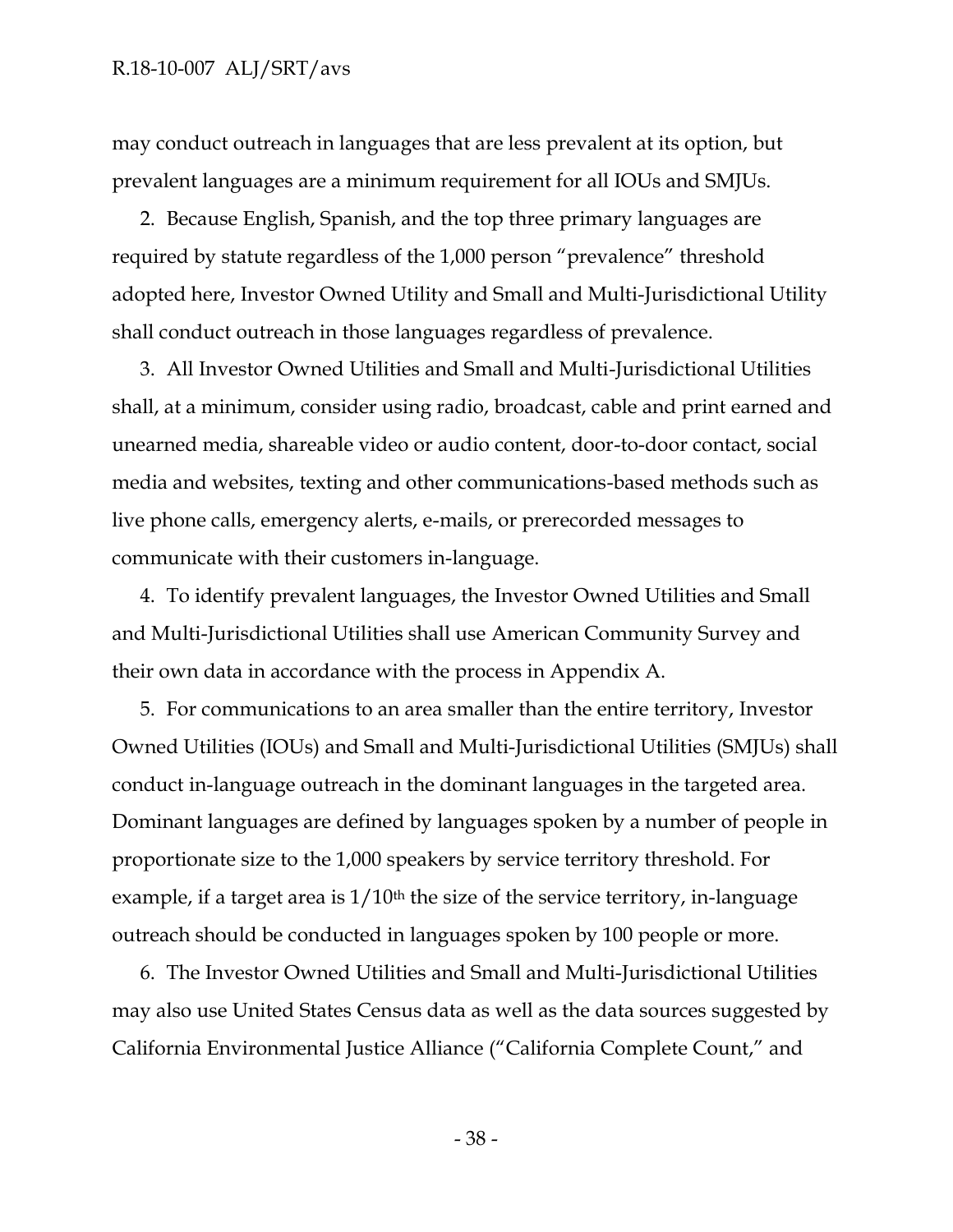may conduct outreach in languages that are less prevalent at its option, but prevalent languages are a minimum requirement for all IOUs and SMJUs.

2. Because English, Spanish, and the top three primary languages are required by statute regardless of the 1,000 person "prevalence" threshold adopted here, Investor Owned Utility and Small and Multi-Jurisdictional Utility shall conduct outreach in those languages regardless of prevalence.

3. All Investor Owned Utilities and Small and Multi-Jurisdictional Utilities shall, at a minimum, consider using radio, broadcast, cable and print earned and unearned media, shareable video or audio content, door-to-door contact, social media and websites, texting and other communications-based methods such as live phone calls, emergency alerts, e-mails, or prerecorded messages to communicate with their customers in-language.

4. To identify prevalent languages, the Investor Owned Utilities and Small and Multi-Jurisdictional Utilities shall use American Community Survey and their own data in accordance with the process in Appendix A.

5. For communications to an area smaller than the entire territory, Investor Owned Utilities (IOUs) and Small and Multi-Jurisdictional Utilities (SMJUs) shall conduct in-language outreach in the dominant languages in the targeted area. Dominant languages are defined by languages spoken by a number of people in proportionate size to the 1,000 speakers by service territory threshold. For example, if a target area is $1/10^{th}$ the size of the service territory, in-language outreach should be conducted in languages spoken by 100 people or more.

6. The Investor Owned Utilities and Small and Multi-Jurisdictional Utilities may also use United States Census data as well as the data sources suggested by California Environmental Justice Alliance ("California Complete Count," and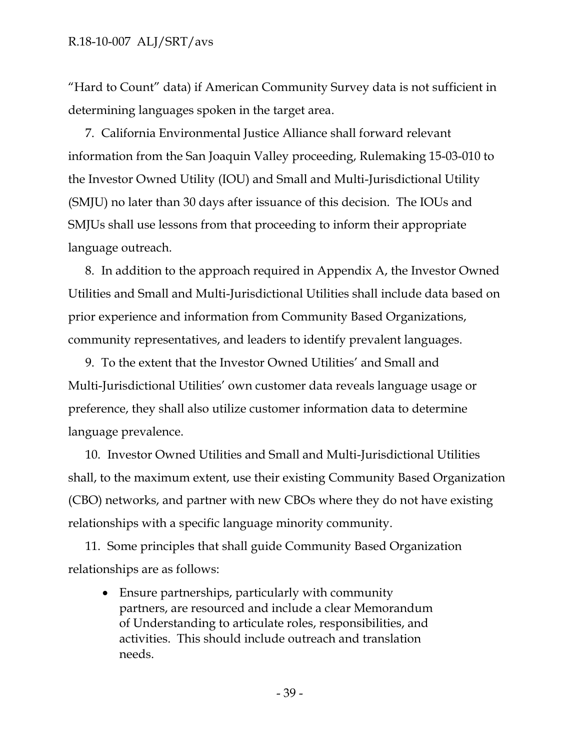"Hard to Count" data) if American Community Survey data is not sufficient in determining languages spoken in the target area.

7. California Environmental Justice Alliance shall forward relevant information from the San Joaquin Valley proceeding, Rulemaking 15-03-010 to the Investor Owned Utility (IOU) and Small and Multi-Jurisdictional Utility (SMJU) no later than 30 days after issuance of this decision. The IOUs and SMJUs shall use lessons from that proceeding to inform their appropriate language outreach.

8. In addition to the approach required in Appendix A, the Investor Owned Utilities and Small and Multi-Jurisdictional Utilities shall include data based on prior experience and information from Community Based Organizations, community representatives, and leaders to identify prevalent languages.

9. To the extent that the Investor Owned Utilities' and Small and Multi-Jurisdictional Utilities' own customer data reveals language usage or preference, they shall also utilize customer information data to determine language prevalence.

10. Investor Owned Utilities and Small and Multi-Jurisdictional Utilities shall, to the maximum extent, use their existing Community Based Organization (CBO) networks, and partner with new CBOs where they do not have existing relationships with a specific language minority community.

11. Some principles that shall guide Community Based Organization relationships are as follows:

- Ensure partnerships, particularly with community partners, are resourced and include a clear Memorandum of Understanding to articulate roles, responsibilities, and activities. This should include outreach and translation needs.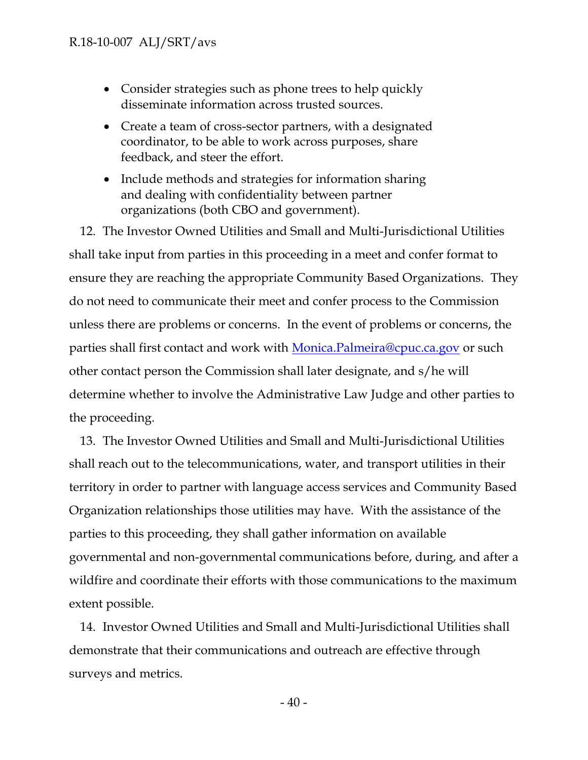- Consider strategies such as phone trees to help quickly disseminate information across trusted sources.
- Create a team of cross-sector partners, with a designated coordinator, to be able to work across purposes, share feedback, and steer the effort.
- Include methods and strategies for information sharing and dealing with confidentiality between partner organizations (both CBO and government).

12. The Investor Owned Utilities and Small and Multi-Jurisdictional Utilities shall take input from parties in this proceeding in a meet and confer format to ensure they are reaching the appropriate Community Based Organizations. They do not need to communicate their meet and confer process to the Commission unless there are problems or concerns. In the event of problems or concerns, the parties shall first contact and work with Monica.Palmeira@cpuc.ca.gov or such other contact person the Commission shall later designate, and s/he will determine whether to involve the Administrative Law Judge and other parties to the proceeding.

13. The Investor Owned Utilities and Small and Multi-Jurisdictional Utilities shall reach out to the telecommunications, water, and transport utilities in their territory in order to partner with language access services and Community Based Organization relationships those utilities may have. With the assistance of the parties to this proceeding, they shall gather information on available governmental and non-governmental communications before, during, and after a wildfire and coordinate their efforts with those communications to the maximum extent possible.

14. Investor Owned Utilities and Small and Multi-Jurisdictional Utilities shall demonstrate that their communications and outreach are effective through surveys and metrics.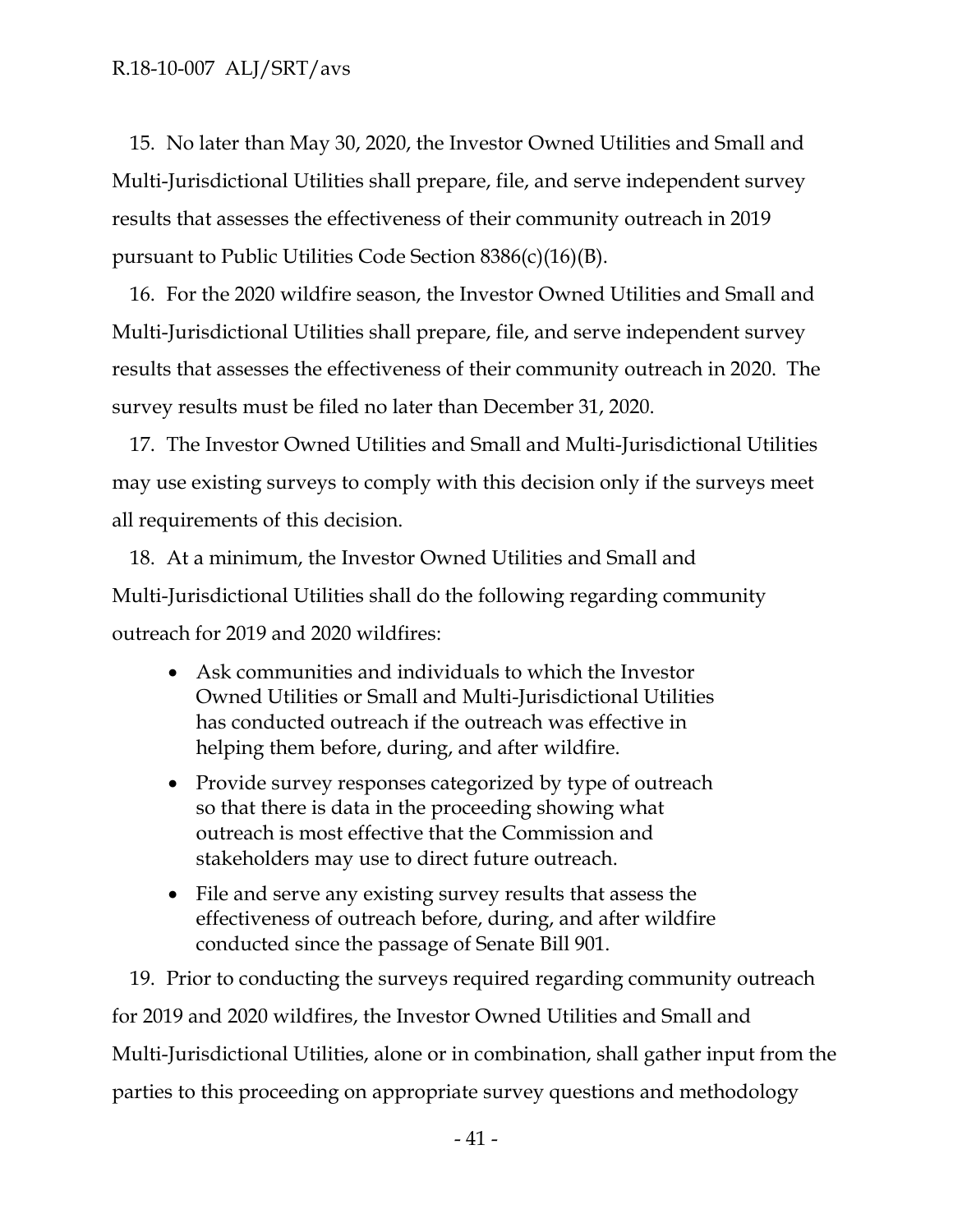15. No later than May 30, 2020, the Investor Owned Utilities and Small and Multi-Jurisdictional Utilities shall prepare, file, and serve independent survey results that assesses the effectiveness of their community outreach in 2019 pursuant to Public Utilities Code Section 8386(c)(16)(B).

16. For the 2020 wildfire season, the Investor Owned Utilities and Small and Multi-Jurisdictional Utilities shall prepare, file, and serve independent survey results that assesses the effectiveness of their community outreach in 2020. The survey results must be filed no later than December 31, 2020.

17. The Investor Owned Utilities and Small and Multi-Jurisdictional Utilities may use existing surveys to comply with this decision only if the surveys meet all requirements of this decision.

18. At a minimum, the Investor Owned Utilities and Small and Multi-Jurisdictional Utilities shall do the following regarding community outreach for 2019 and 2020 wildfires:

- Ask communities and individuals to which the Investor Owned Utilities or Small and Multi-Jurisdictional Utilities has conducted outreach if the outreach was effective in helping them before, during, and after wildfire.
- Provide survey responses categorized by type of outreach so that there is data in the proceeding showing what outreach is most effective that the Commission and stakeholders may use to direct future outreach.
- File and serve any existing survey results that assess the effectiveness of outreach before, during, and after wildfire conducted since the passage of Senate Bill 901.

19. Prior to conducting the surveys required regarding community outreach for 2019 and 2020 wildfires, the Investor Owned Utilities and Small and Multi-Jurisdictional Utilities, alone or in combination, shall gather input from the parties to this proceeding on appropriate survey questions and methodology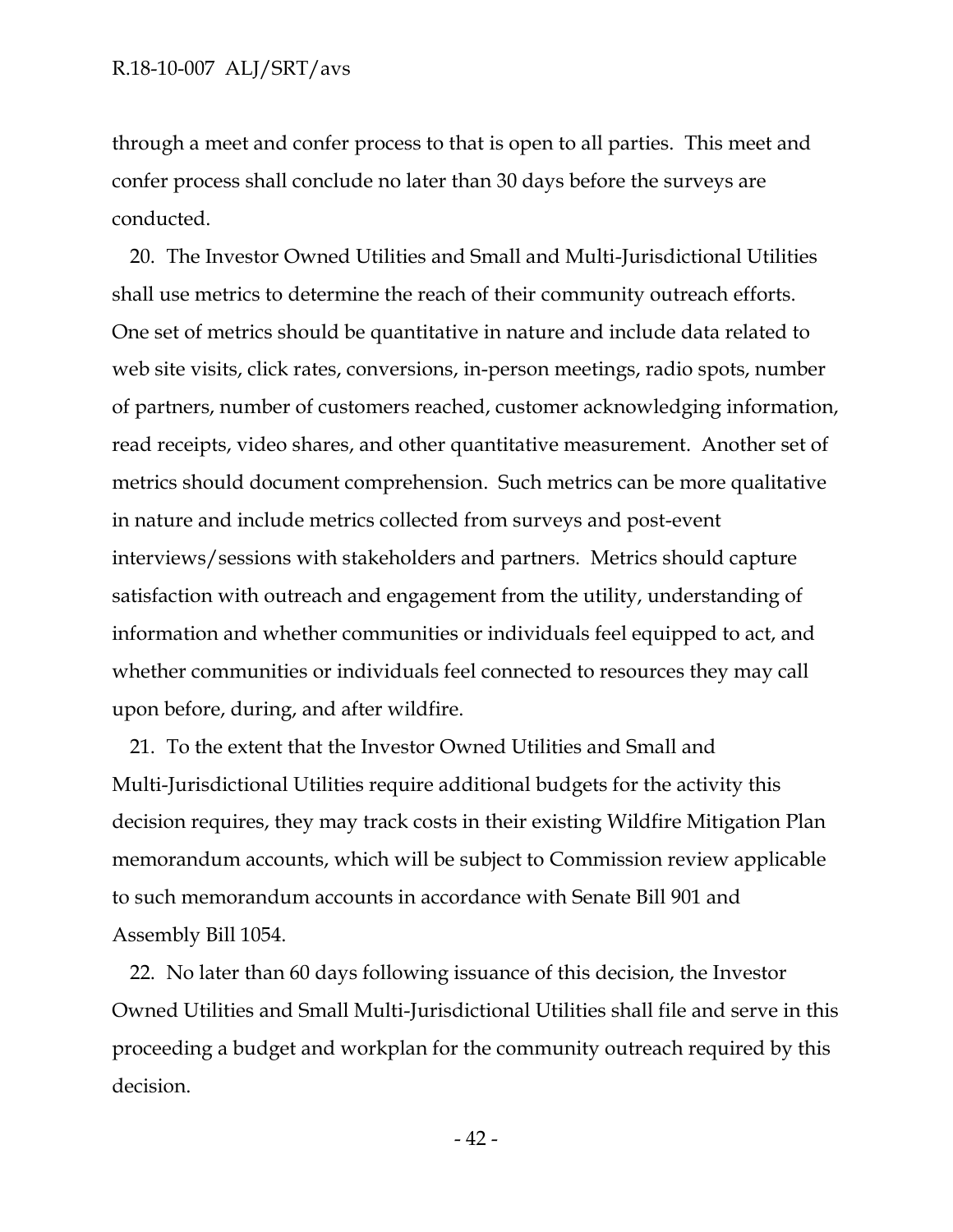through a meet and confer process to that is open to all parties. This meet and confer process shall conclude no later than 30 days before the surveys are conducted.

20. The Investor Owned Utilities and Small and Multi-Jurisdictional Utilities shall use metrics to determine the reach of their community outreach efforts. One set of metrics should be quantitative in nature and include data related to web site visits, click rates, conversions, in-person meetings, radio spots, number of partners, number of customers reached, customer acknowledging information, read receipts, video shares, and other quantitative measurement. Another set of metrics should document comprehension. Such metrics can be more qualitative in nature and include metrics collected from surveys and post-event interviews/sessions with stakeholders and partners. Metrics should capture satisfaction with outreach and engagement from the utility, understanding of information and whether communities or individuals feel equipped to act, and whether communities or individuals feel connected to resources they may call upon before, during, and after wildfire.

21. To the extent that the Investor Owned Utilities and Small and Multi-Jurisdictional Utilities require additional budgets for the activity this decision requires, they may track costs in their existing Wildfire Mitigation Plan memorandum accounts, which will be subject to Commission review applicable to such memorandum accounts in accordance with Senate Bill 901 and Assembly Bill 1054.

22. No later than 60 days following issuance of this decision, the Investor Owned Utilities and Small Multi-Jurisdictional Utilities shall file and serve in this proceeding a budget and workplan for the community outreach required by this decision.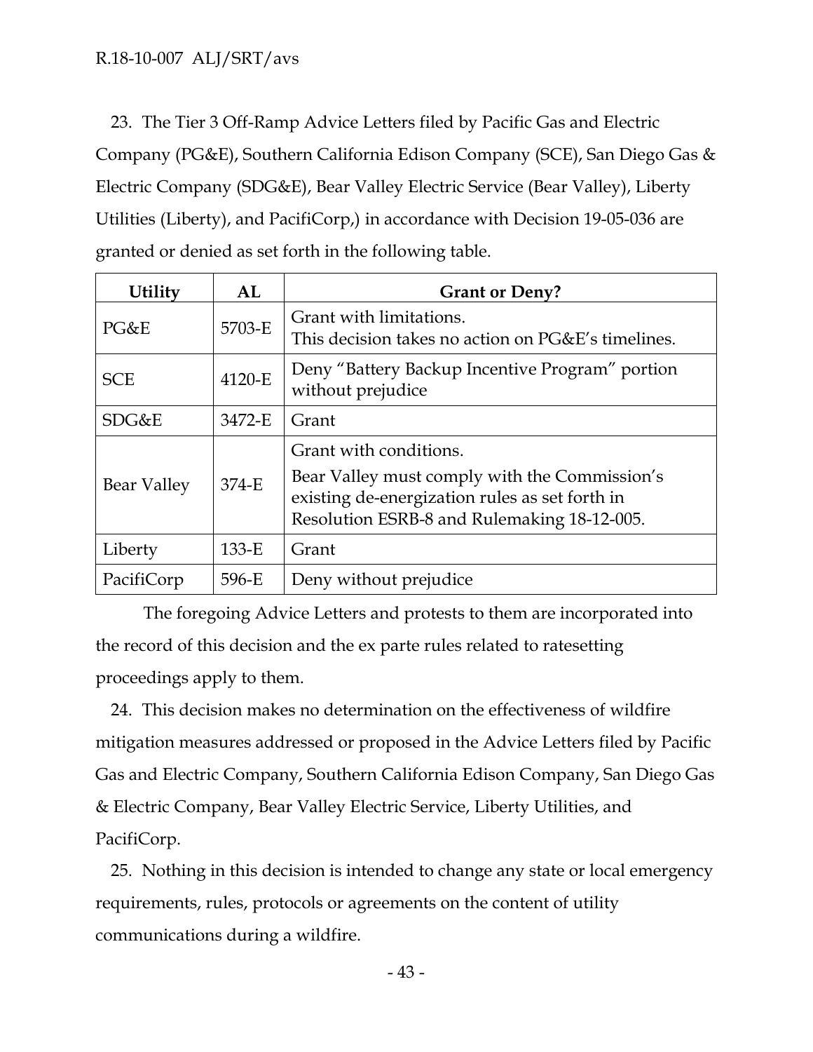23. The Tier 3 Off-Ramp Advice Letters filed by Pacific Gas and Electric Company (PG&E), Southern California Edison Company (SCE), San Diego Gas & Electric Company (SDG&E), Bear Valley Electric Service (Bear Valley), Liberty Utilities (Liberty), and PacifiCorp,) in accordance with Decision 19-05-036 are granted or denied as set forth in the following table.

| Utility | AL | Grant or Deny? |
|---|---|---|
| PG&E | 5703-E | Grant with limitations.<br>This decision takes no action on PG&E's timelines. |
| SCE | 4120-E | Deny "Battery Backup Incentive Program" portion without prejudice |
| SDG&E | 3472-E | Grant |
| Bear Valley | 374-E | Grant with conditions.<br>Bear Valley must comply with the Commission's existing de-energization rules as set forth in Resolution ESRB-8 and Rulemaking 18-12-005. |
| Liberty | 133-E | Grant |
| PacifiCorp | 596-E | Deny without prejudice |

The foregoing Advice Letters and protests to them are incorporated into the record of this decision and the ex parte rules related to ratesetting proceedings apply to them.

24. This decision makes no determination on the effectiveness of wildfire mitigation measures addressed or proposed in the Advice Letters filed by Pacific Gas and Electric Company, Southern California Edison Company, San Diego Gas & Electric Company, Bear Valley Electric Service, Liberty Utilities, and PacifiCorp.

25. Nothing in this decision is intended to change any state or local emergency requirements, rules, protocols or agreements on the content of utility communications during a wildfire.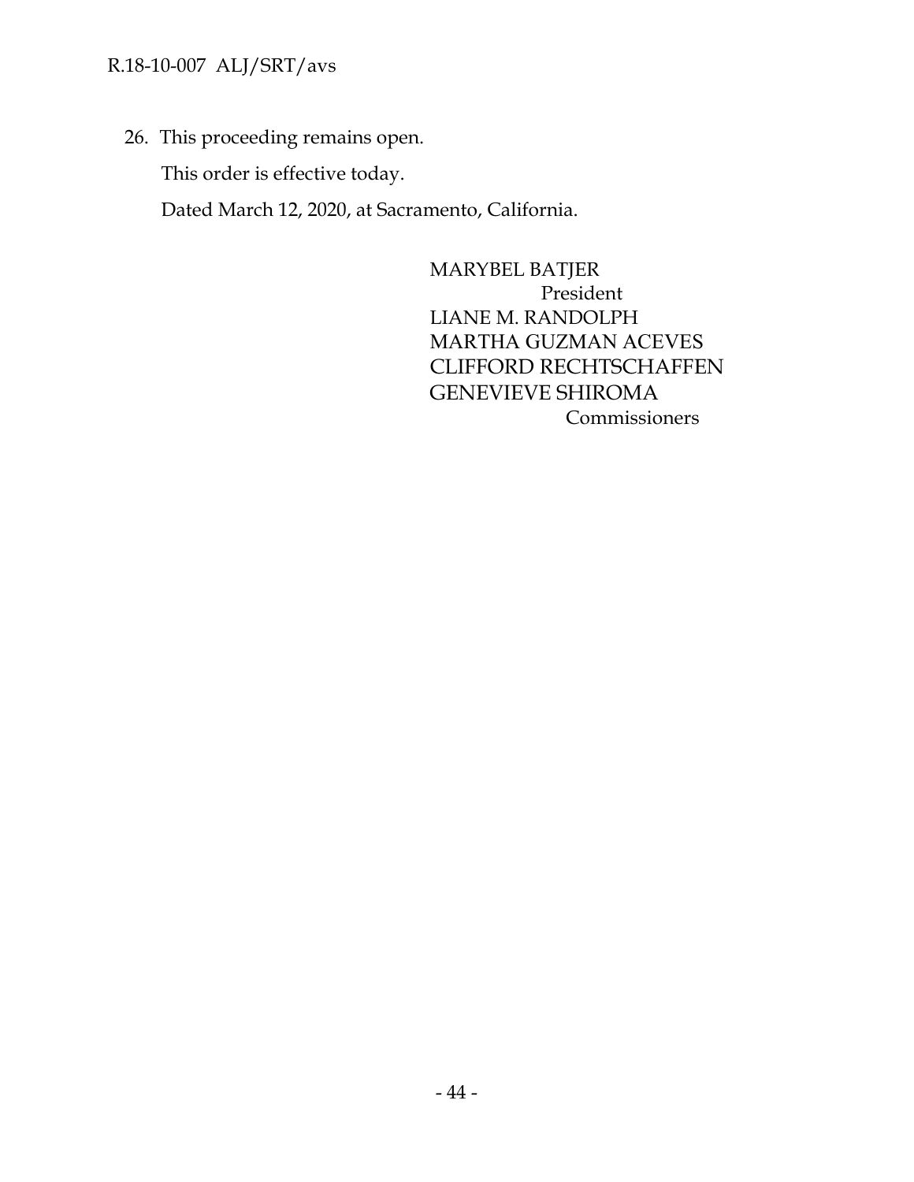26. This proceeding remains open.

This order is effective today.

Dated March 12, 2020, at Sacramento, California.

MARYBEL BATJER
President
LIANE M. RANDOLPH
MARTHA GUZMAN ACEVES
CLIFFORD RECHTSCHAFFEN
GENEVIEVE SHIROMA
Commissioners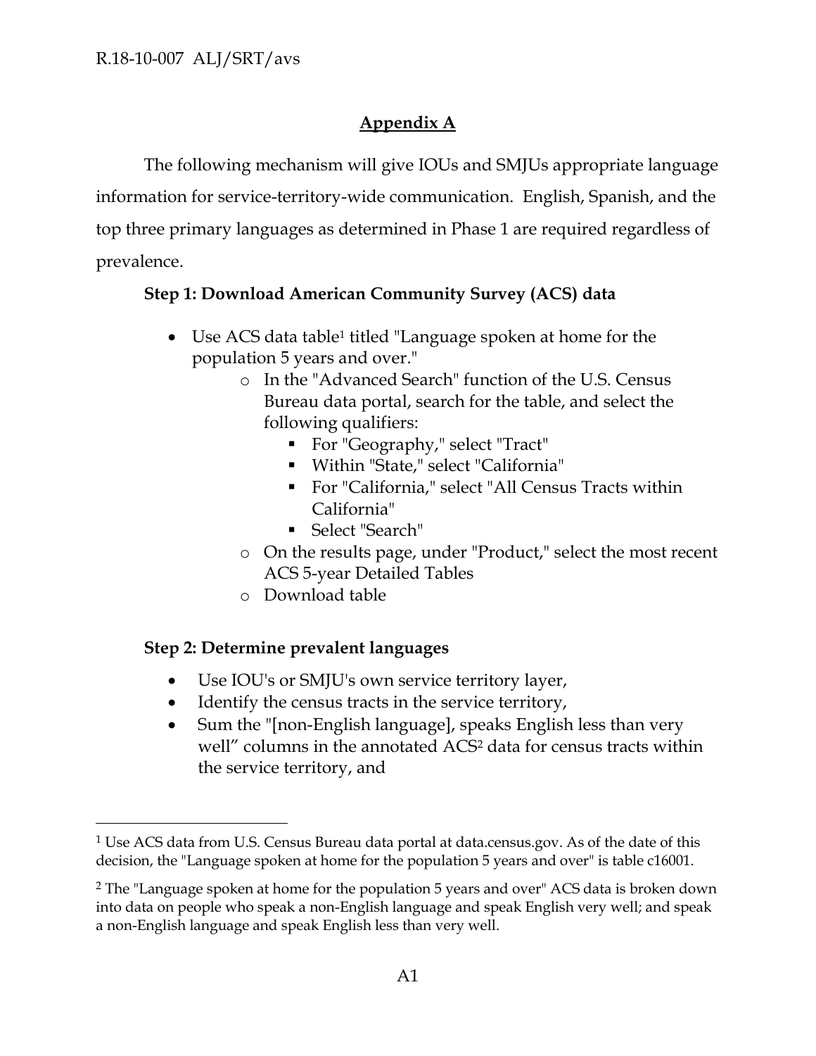## Appendix A

The following mechanism will give IOUs and SMJUs appropriate language information for service-territory-wide communication. English, Spanish, and the top three primary languages as determined in Phase 1 are required regardless of prevalence.

**Step 1: Download American Community Survey (ACS) data**

- Use ACS data table[1] titled "Language spoken at home for the population 5 years and over."
  - In the "Advanced Search" function of the U.S. Census Bureau data portal, search for the table, and select the following qualifiers:
    - For "Geography," select "Tract"
    - Within "State," select "California"
    - For "California," select "All Census Tracts within California"
    - Select "Search"
  - On the results page, under "Product," select the most recent ACS 5-year Detailed Tables
  - Download table

**Step 2: Determine prevalent languages**

- Use IOU's or SMJU's own service territory layer,
- Identify the census tracts in the service territory,
- Sum the "[non-English language], speaks English less than very well" columns in the annotated ACS[2] data for census tracts within the service territory, and

---

[1] Use ACS data from U.S. Census Bureau data portal at data.census.gov. As of the date of this decision, the "Language spoken at home for the population 5 years and over" is table c16001.

[2] The "Language spoken at home for the population 5 years and over" ACS data is broken down into data on people who speak a non-English language and speak English very well; and speak a non-English language and speak English less than very well.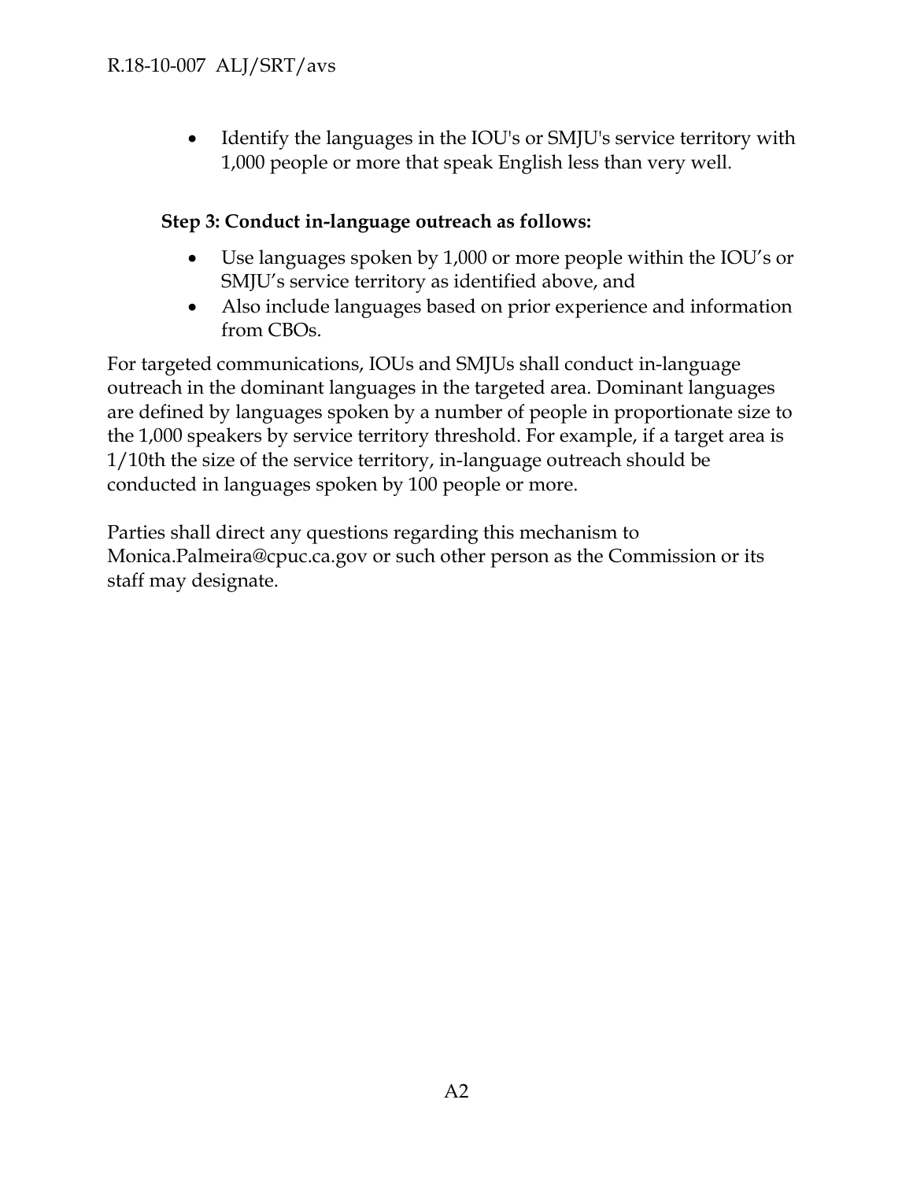- Identify the languages in the IOU's or SMJU's service territory with 1,000 people or more that speak English less than very well.

**Step 3: Conduct in-language outreach as follows:**

- Use languages spoken by 1,000 or more people within the IOU’s or SMJU’s service territory as identified above, and
- Also include languages based on prior experience and information from CBOs.

For targeted communications, IOUs and SMJUs shall conduct in-language outreach in the dominant languages in the targeted area. Dominant languages are defined by languages spoken by a number of people in proportionate size to the 1,000 speakers by service territory threshold. For example, if a target area is 1/10th the size of the service territory, in-language outreach should be conducted in languages spoken by 100 people or more.

Parties shall direct any questions regarding this mechanism to Monica.Palmeira@cpuc.ca.gov or such other person as the Commission or its staff may designate.